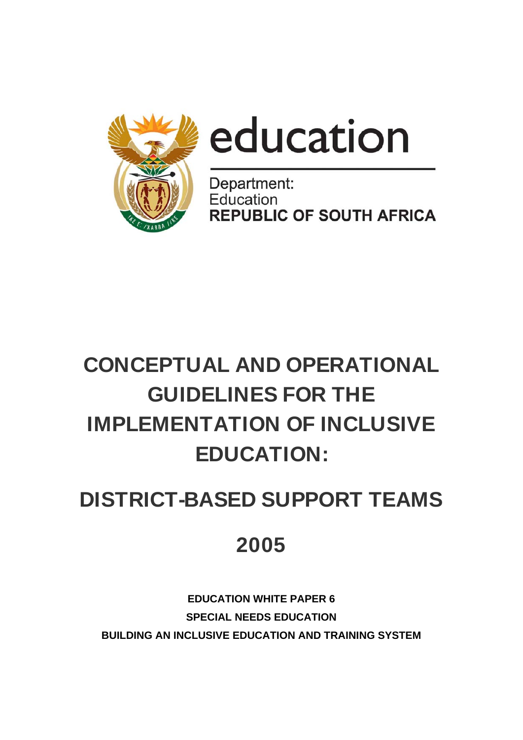education

Department:
Education
**REPUBLIC OF SOUTH AFRICA**

# CONCEPTUAL AND OPERATIONAL GUIDELINES FOR THE IMPLEMENTATION OF INCLUSIVE EDUCATION:

# DISTRICT-BASED SUPPORT TEAMS

## 2005

**EDUCATION WHITE PAPER 6**

**SPECIAL NEEDS EDUCATION**

**BUILDING AN INCLUSIVE EDUCATION AND TRAINING SYSTEM**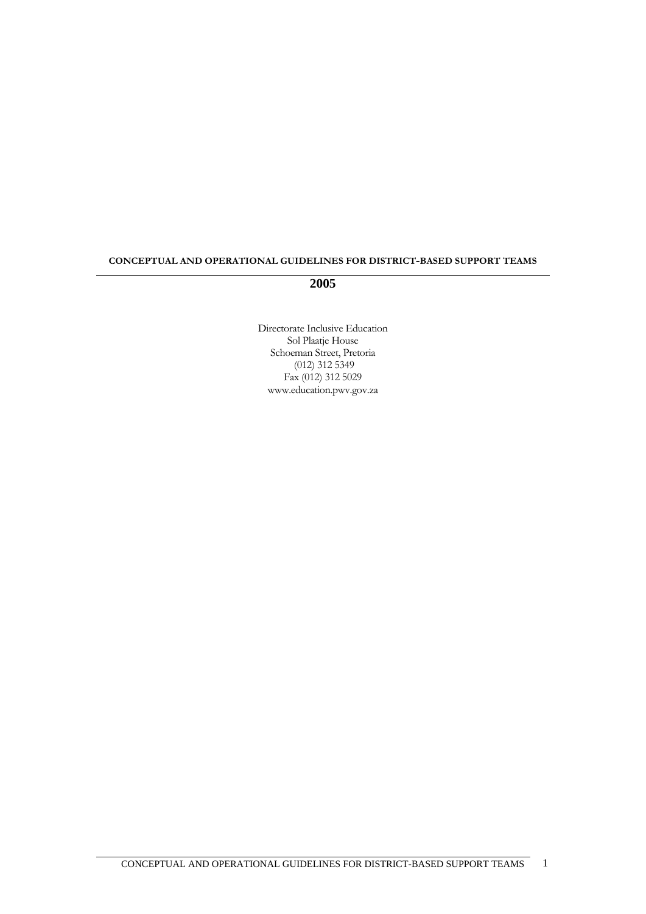**CONCEPTUAL AND OPERATIONAL GUIDELINES FOR DISTRICT-BASED SUPPORT TEAMS**

---

**2005**

Directorate Inclusive Education
Sol Plaatje House
Schoeman Street, Pretoria
(012) 312 5349
Fax (012) 312 5029
www.education.pwv.gov.za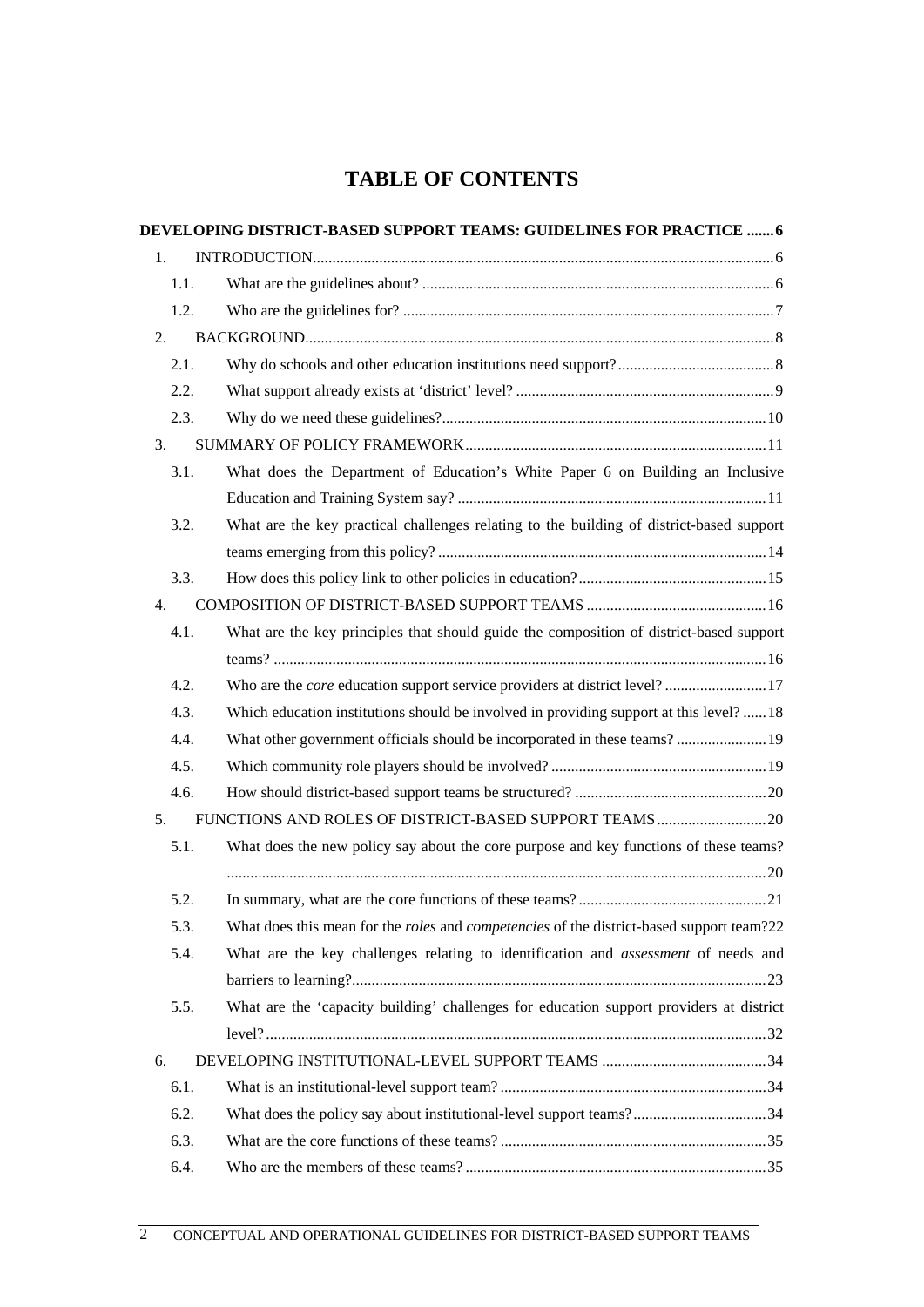# TABLE OF CONTENTS

**DEVELOPING DISTRICT-BASED SUPPORT TEAMS: GUIDELINES FOR PRACTICE ....... 6**

1. INTRODUCTION ..... 6
   - 1.1. What are the guidelines about? ..... 6
   - 1.2. Who are the guidelines for? ..... 7
2. BACKGROUND ..... 8
   - 2.1. Why do schools and other education institutions need support? ..... 8
   - 2.2. What support already exists at 'district' level? ..... 9
   - 2.3. Why do we need these guidelines? ..... 10
3. SUMMARY OF POLICY FRAMEWORK ..... 11
   - 3.1. What does the Department of Education's White Paper 6 on Building an Inclusive Education and Training System say? ..... 11
   - 3.2. What are the key practical challenges relating to the building of district-based support teams emerging from this policy? ..... 14
   - 3.3. How does this policy link to other policies in education? ..... 15
4. COMPOSITION OF DISTRICT-BASED SUPPORT TEAMS ..... 16
   - 4.1. What are the key principles that should guide the composition of district-based support teams? ..... 16
   - 4.2. Who are the *core* education support service providers at district level? ..... 17
   - 4.3. Which education institutions should be involved in providing support at this level? ..... 18
   - 4.4. What other government officials should be incorporated in these teams? ..... 19
   - 4.5. Which community role players should be involved? ..... 19
   - 4.6. How should district-based support teams be structured? ..... 20
5. FUNCTIONS AND ROLES OF DISTRICT-BASED SUPPORT TEAMS ..... 20
   - 5.1. What does the new policy say about the core purpose and key functions of these teams? ..... 20
   - 5.2. In summary, what are the core functions of these teams? ..... 21
   - 5.3. What does this mean for the *roles* and *competencies* of the district-based support team? ..... 22
   - 5.4. What are the key challenges relating to identification and *assessment* of needs and barriers to learning? ..... 23
   - 5.5. What are the 'capacity building' challenges for education support providers at district level? ..... 32
6. DEVELOPING INSTITUTIONAL-LEVEL SUPPORT TEAMS ..... 34
   - 6.1. What is an institutional-level support team? ..... 34
   - 6.2. What does the policy say about institutional-level support teams? ..... 34
   - 6.3. What are the core functions of these teams? ..... 35
   - 6.4. Who are the members of these teams? ..... 35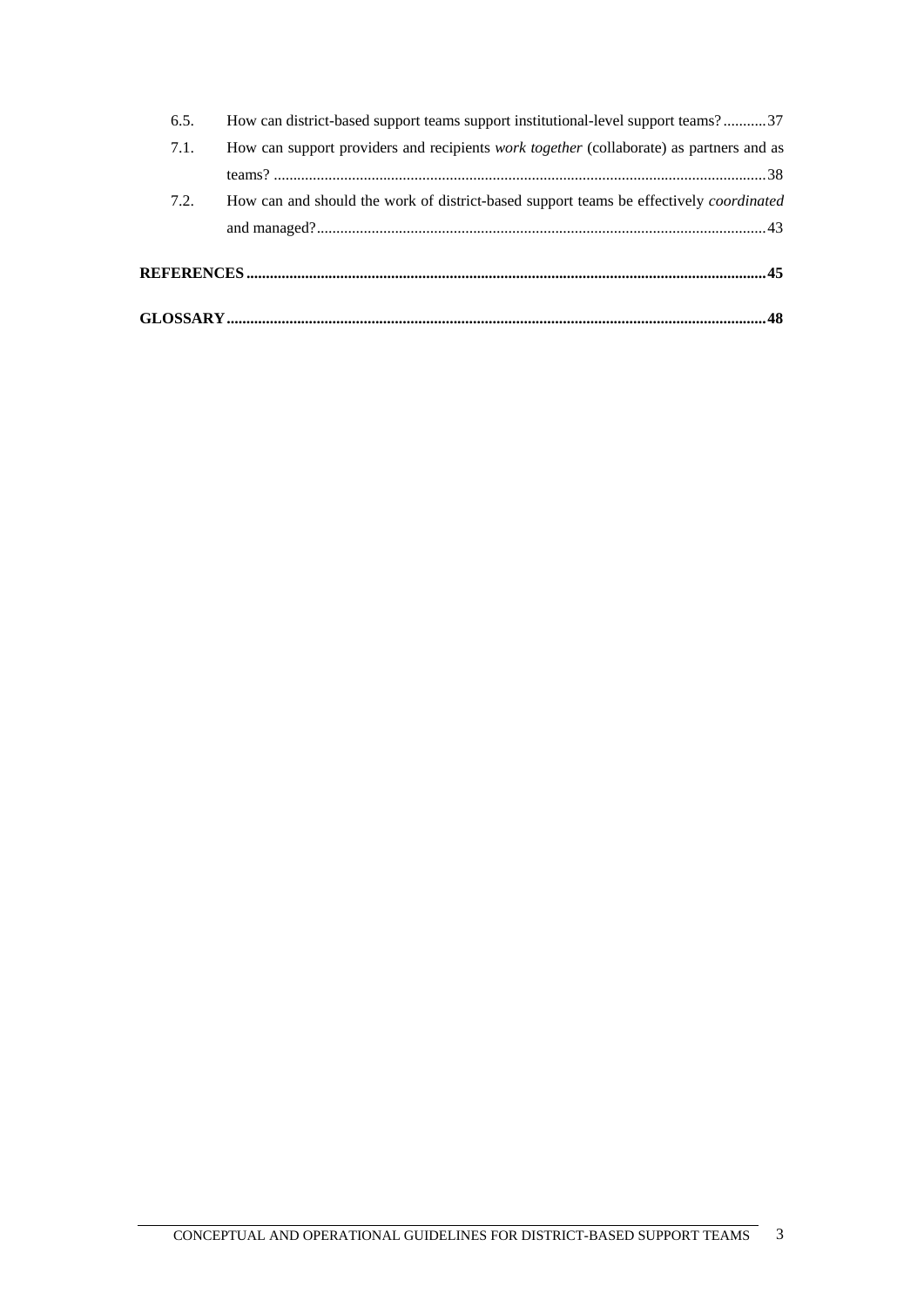6.5. How can district-based support teams support institutional-level support teams? ........... 37

7.1. How can support providers and recipients *work together* (collaborate) as partners and as teams? ........... 38

7.2. How can and should the work of district-based support teams be effectively *coordinated* and managed? ........... 43

**REFERENCES ........... 45**

**GLOSSARY ........... 48**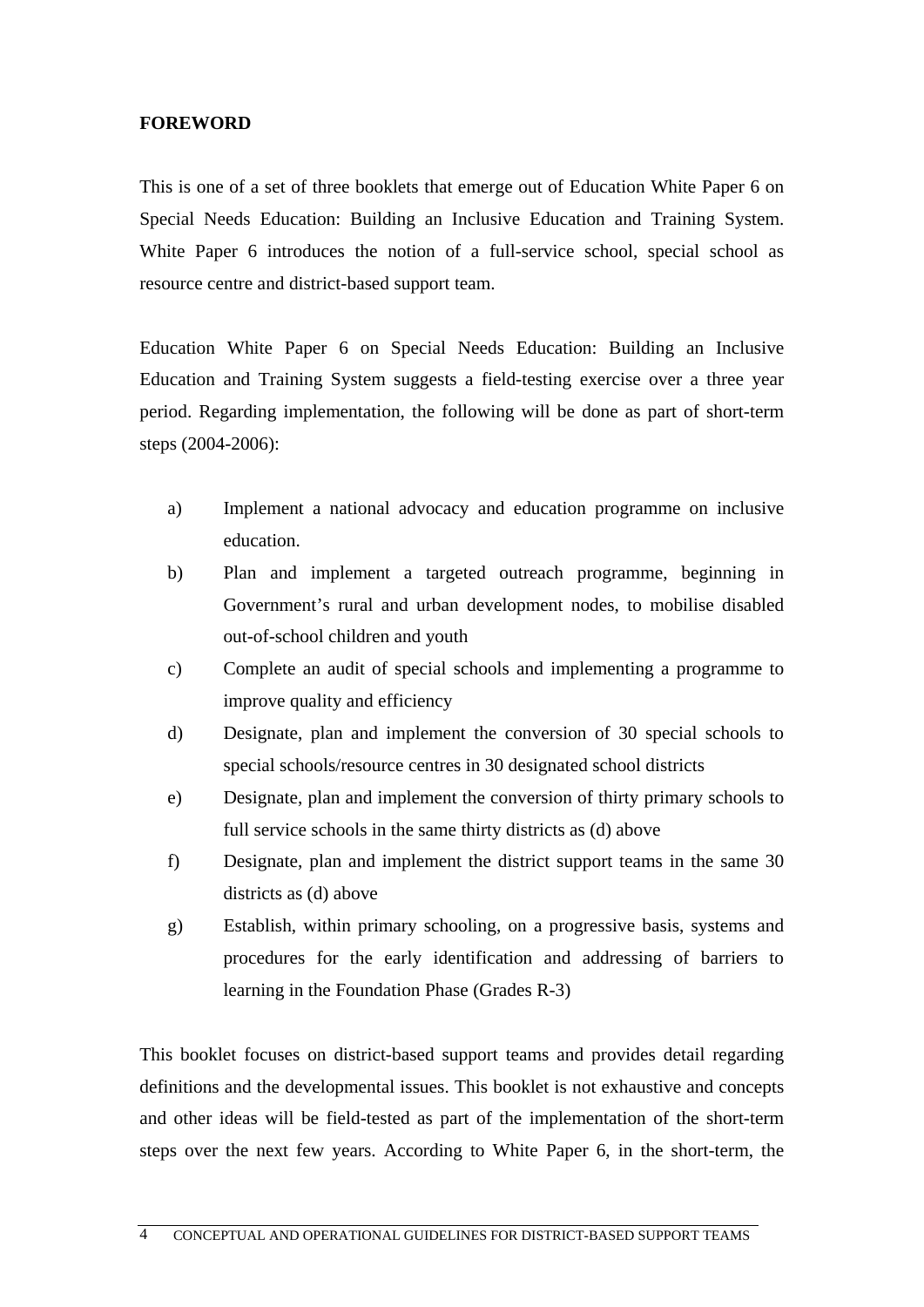**FOREWORD**

This is one of a set of three booklets that emerge out of Education White Paper 6 on Special Needs Education: Building an Inclusive Education and Training System. White Paper 6 introduces the notion of a full-service school, special school as resource centre and district-based support team.

Education White Paper 6 on Special Needs Education: Building an Inclusive Education and Training System suggests a field-testing exercise over a three year period. Regarding implementation, the following will be done as part of short-term steps (2004-2006):

a) Implement a national advocacy and education programme on inclusive education.
b) Plan and implement a targeted outreach programme, beginning in Government's rural and urban development nodes, to mobilise disabled out-of-school children and youth
c) Complete an audit of special schools and implementing a programme to improve quality and efficiency
d) Designate, plan and implement the conversion of 30 special schools to special schools/resource centres in 30 designated school districts
e) Designate, plan and implement the conversion of thirty primary schools to full service schools in the same thirty districts as (d) above
f) Designate, plan and implement the district support teams in the same 30 districts as (d) above
g) Establish, within primary schooling, on a progressive basis, systems and procedures for the early identification and addressing of barriers to learning in the Foundation Phase (Grades R-3)

This booklet focuses on district-based support teams and provides detail regarding definitions and the developmental issues. This booklet is not exhaustive and concepts and other ideas will be field-tested as part of the implementation of the short-term steps over the next few years. According to White Paper 6, in the short-term, the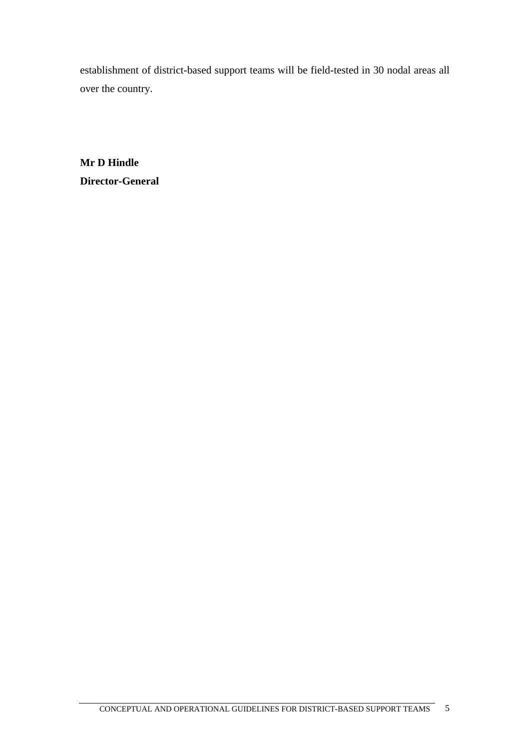establishment of district-based support teams will be field-tested in 30 nodal areas all over the country.

**Mr D Hindle**
**Director-General**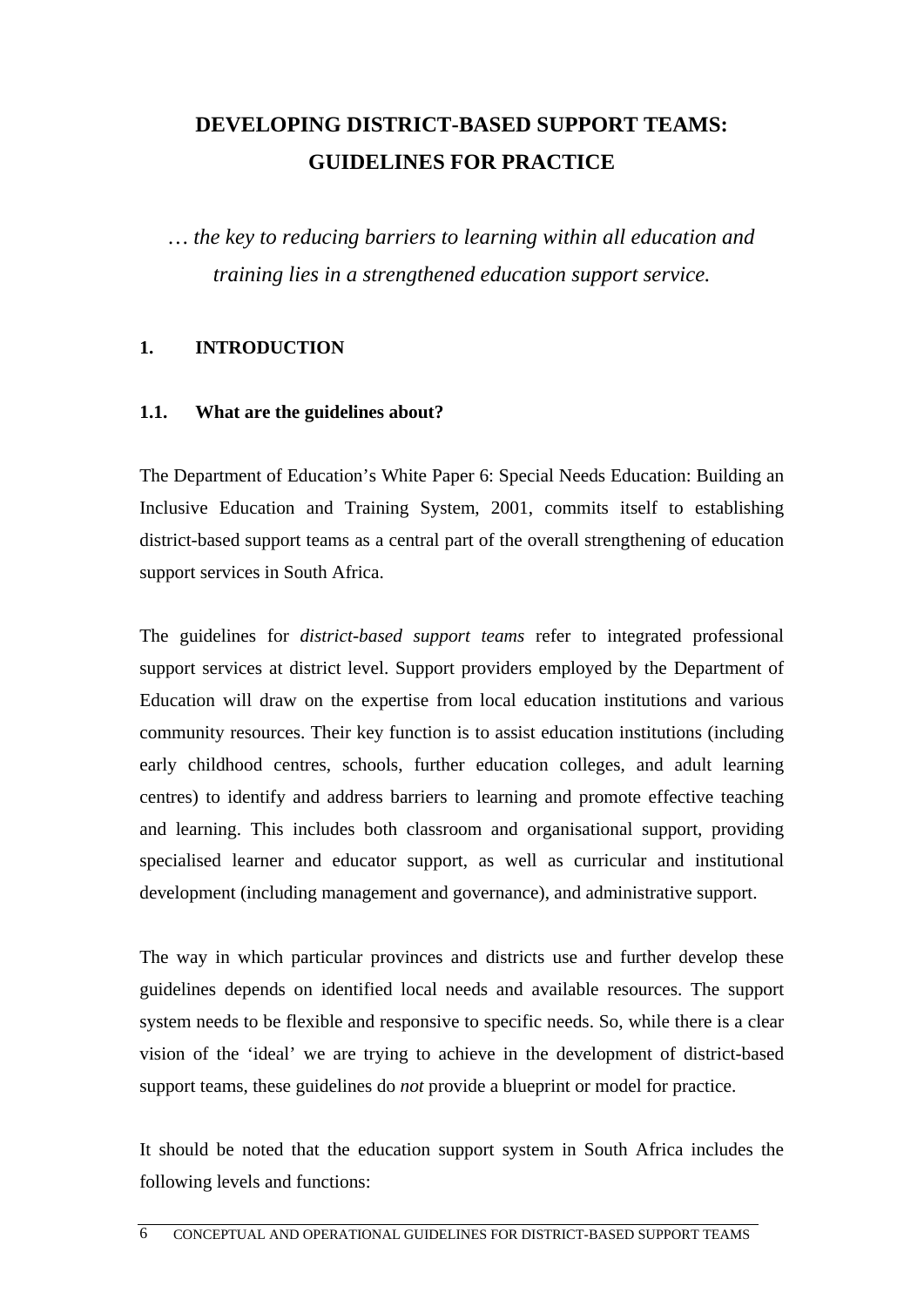# DEVELOPING DISTRICT-BASED SUPPORT TEAMS: GUIDELINES FOR PRACTICE

*… the key to reducing barriers to learning within all education and training lies in a strengthened education support service.*

## 1. INTRODUCTION

### 1.1. What are the guidelines about?

The Department of Education's White Paper 6: Special Needs Education: Building an Inclusive Education and Training System, 2001, commits itself to establishing district-based support teams as a central part of the overall strengthening of education support services in South Africa.

The guidelines for *district-based support teams* refer to integrated professional support services at district level. Support providers employed by the Department of Education will draw on the expertise from local education institutions and various community resources. Their key function is to assist education institutions (including early childhood centres, schools, further education colleges, and adult learning centres) to identify and address barriers to learning and promote effective teaching and learning. This includes both classroom and organisational support, providing specialised learner and educator support, as well as curricular and institutional development (including management and governance), and administrative support.

The way in which particular provinces and districts use and further develop these guidelines depends on identified local needs and available resources. The support system needs to be flexible and responsive to specific needs. So, while there is a clear vision of the 'ideal' we are trying to achieve in the development of district-based support teams, these guidelines do *not* provide a blueprint or model for practice.

It should be noted that the education support system in South Africa includes the following levels and functions: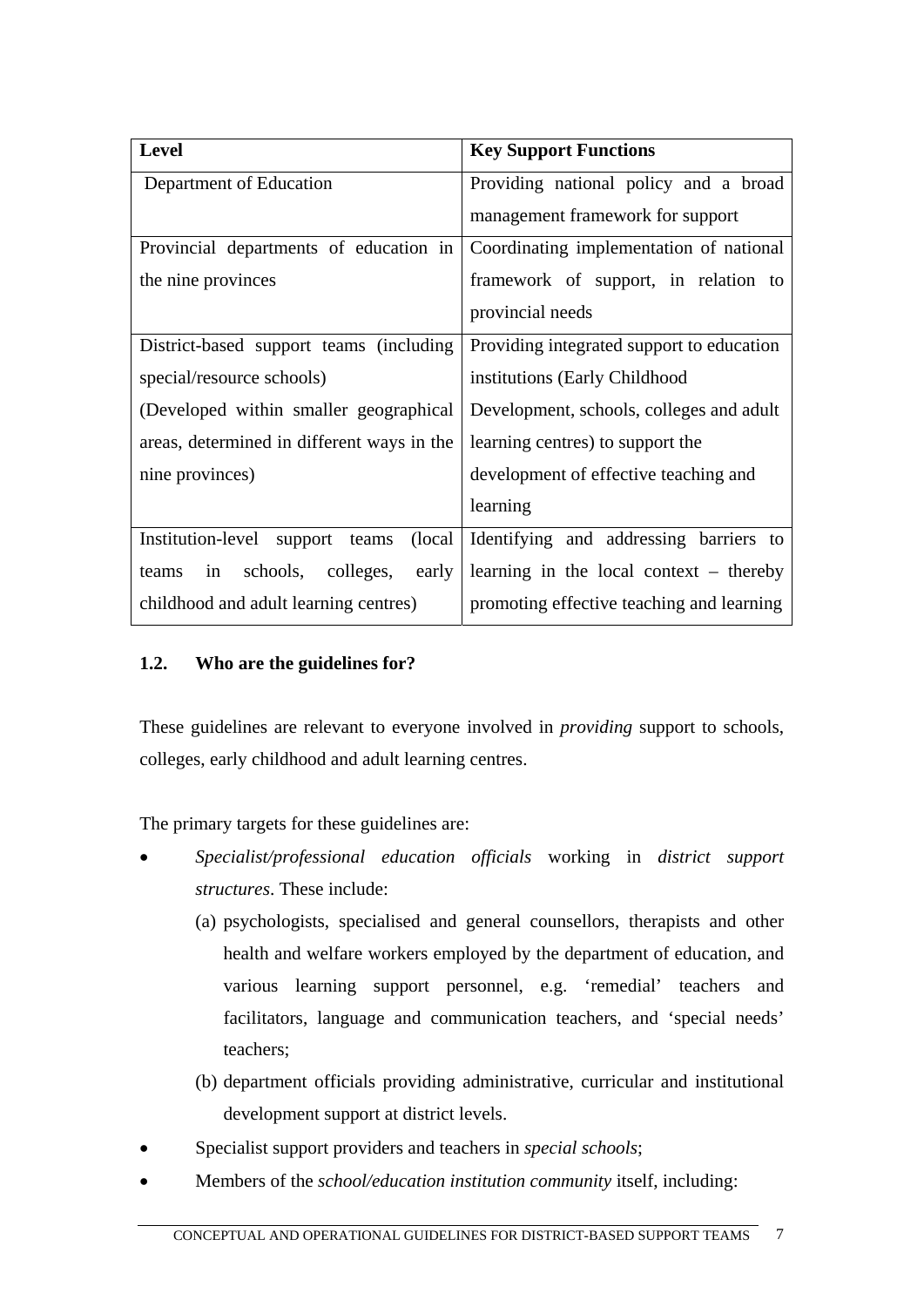| Level | Key Support Functions |
| --- | --- |
| Department of Education | Providing national policy and a broad management framework for support |
| Provincial departments of education in the nine provinces | Coordinating implementation of national framework of support, in relation to provincial needs |
| District-based support teams (including special/resource schools) (Developed within smaller geographical areas, determined in different ways in the nine provinces) | Providing integrated support to education institutions (Early Childhood Development, schools, colleges and adult learning centres) to support the development of effective teaching and learning |
| Institution-level support teams (local teams in schools, colleges, early childhood and adult learning centres) | Identifying and addressing barriers to learning in the local context – thereby promoting effective teaching and learning |

### 1.2. Who are the guidelines for?

These guidelines are relevant to everyone involved in *providing* support to schools, colleges, early childhood and adult learning centres.

The primary targets for these guidelines are:

- *Specialist/professional education officials* working in *district support structures*. These include:
  - (a) psychologists, specialised and general counsellors, therapists and other health and welfare workers employed by the department of education, and various learning support personnel, e.g. 'remedial' teachers and facilitators, language and communication teachers, and 'special needs' teachers;
  - (b) department officials providing administrative, curricular and institutional development support at district levels.
- Specialist support providers and teachers in *special schools*;
- Members of the *school/education institution community* itself, including: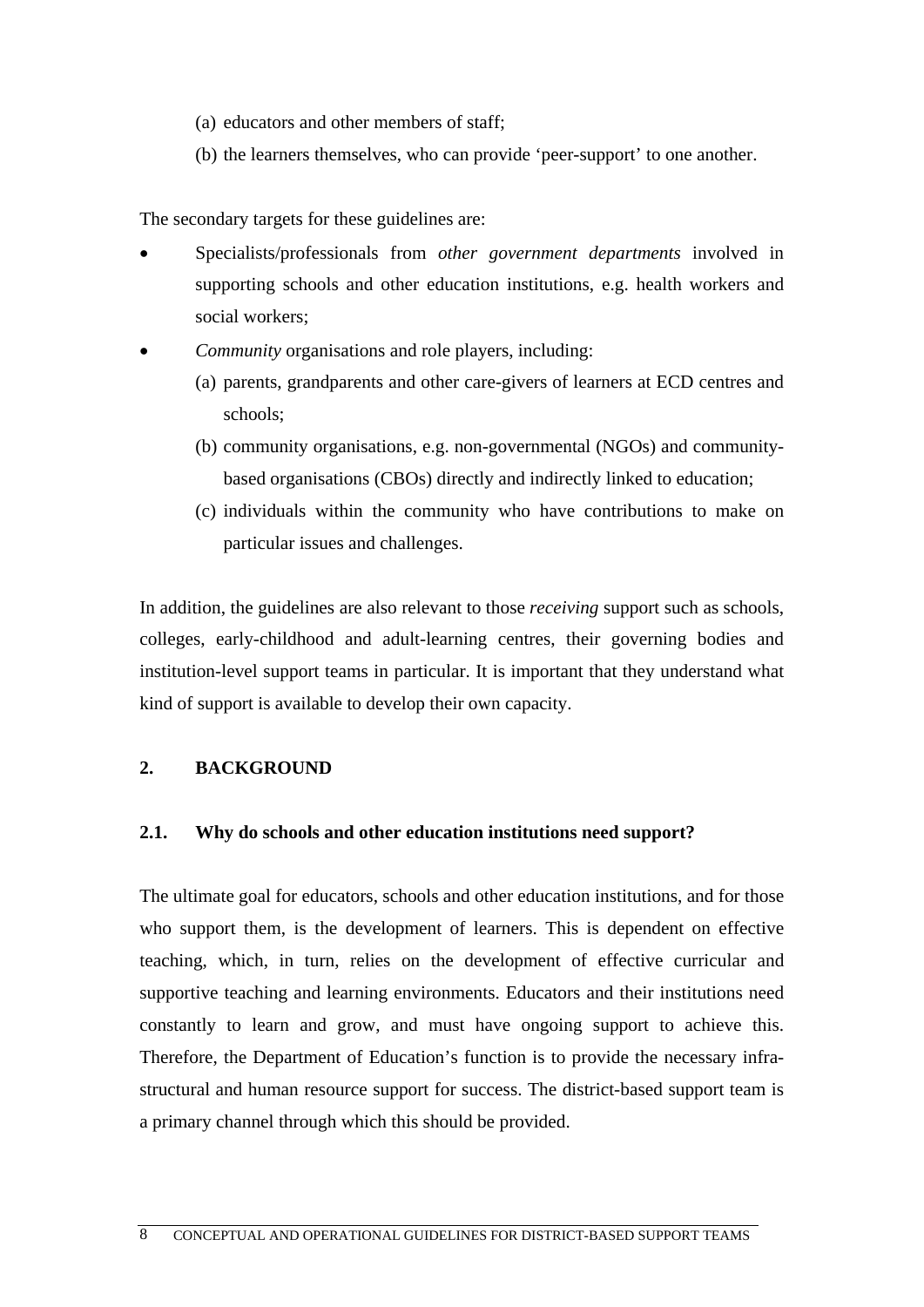(a) educators and other members of staff;

(b) the learners themselves, who can provide ‘peer-support’ to one another.

The secondary targets for these guidelines are:

- Specialists/professionals from *other government departments* involved in supporting schools and other education institutions, e.g. health workers and social workers;
- *Community* organisations and role players, including:
  - (a) parents, grandparents and other care-givers of learners at ECD centres and schools;
  - (b) community organisations, e.g. non-governmental (NGOs) and community-based organisations (CBOs) directly and indirectly linked to education;
  - (c) individuals within the community who have contributions to make on particular issues and challenges.

In addition, the guidelines are also relevant to those *receiving* support such as schools, colleges, early-childhood and adult-learning centres, their governing bodies and institution-level support teams in particular. It is important that they understand what kind of support is available to develop their own capacity.

## 2. BACKGROUND

### 2.1. Why do schools and other education institutions need support?

The ultimate goal for educators, schools and other education institutions, and for those who support them, is the development of learners. This is dependent on effective teaching, which, in turn, relies on the development of effective curricular and supportive teaching and learning environments. Educators and their institutions need constantly to learn and grow, and must have ongoing support to achieve this. Therefore, the Department of Education’s function is to provide the necessary infra-structural and human resource support for success. The district-based support team is a primary channel through which this should be provided.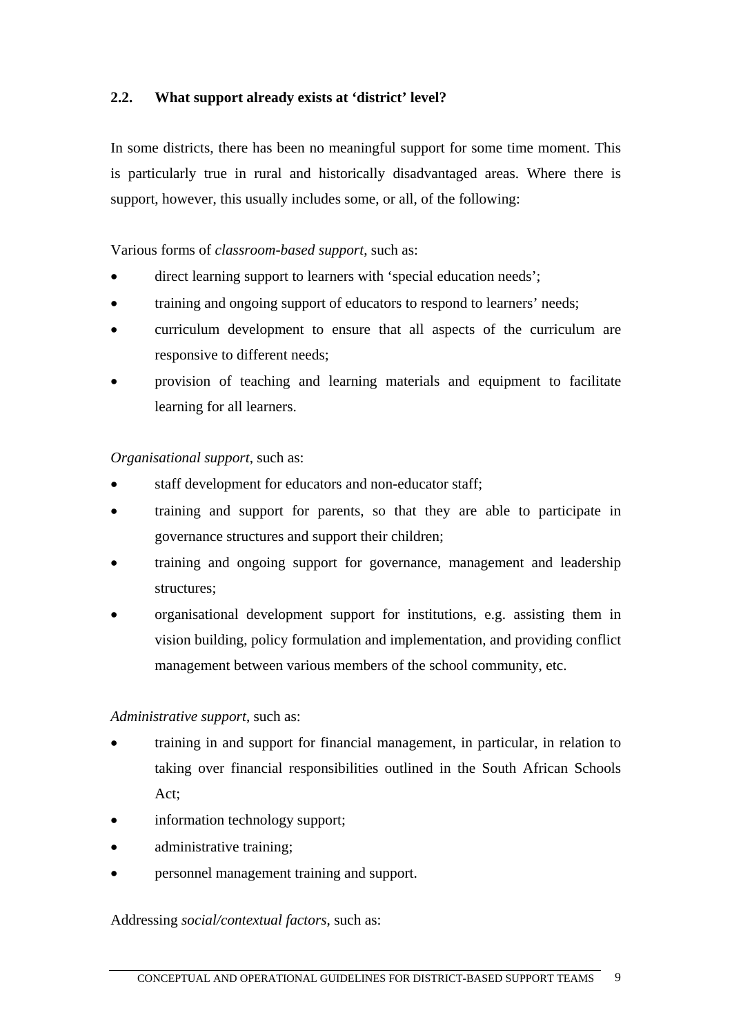## 2.2. What support already exists at 'district' level?

In some districts, there has been no meaningful support for some time moment. This is particularly true in rural and historically disadvantaged areas. Where there is support, however, this usually includes some, or all, of the following:

Various forms of *classroom-based support*, such as:

- direct learning support to learners with 'special education needs';
- training and ongoing support of educators to respond to learners' needs;
- curriculum development to ensure that all aspects of the curriculum are responsive to different needs;
- provision of teaching and learning materials and equipment to facilitate learning for all learners.

*Organisational support*, such as:

- staff development for educators and non-educator staff;
- training and support for parents, so that they are able to participate in governance structures and support their children;
- training and ongoing support for governance, management and leadership structures;
- organisational development support for institutions, e.g. assisting them in vision building, policy formulation and implementation, and providing conflict management between various members of the school community, etc.

*Administrative support*, such as:

- training in and support for financial management, in particular, in relation to taking over financial responsibilities outlined in the South African Schools Act;
- information technology support;
- administrative training;
- personnel management training and support.

Addressing *social/contextual factors*, such as: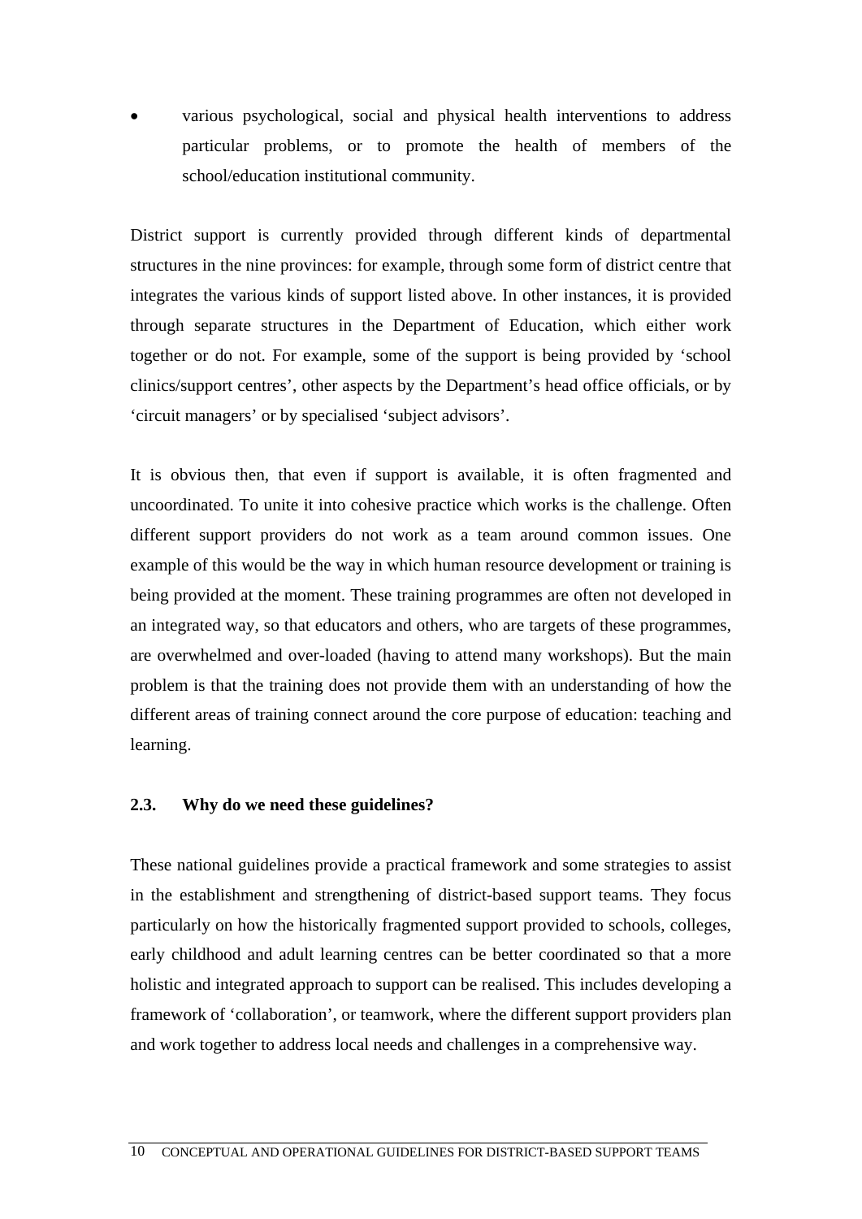- various psychological, social and physical health interventions to address particular problems, or to promote the health of members of the school/education institutional community.

District support is currently provided through different kinds of departmental structures in the nine provinces: for example, through some form of district centre that integrates the various kinds of support listed above. In other instances, it is provided through separate structures in the Department of Education, which either work together or do not. For example, some of the support is being provided by 'school clinics/support centres', other aspects by the Department's head office officials, or by 'circuit managers' or by specialised 'subject advisors'.

It is obvious then, that even if support is available, it is often fragmented and uncoordinated. To unite it into cohesive practice which works is the challenge. Often different support providers do not work as a team around common issues. One example of this would be the way in which human resource development or training is being provided at the moment. These training programmes are often not developed in an integrated way, so that educators and others, who are targets of these programmes, are overwhelmed and over-loaded (having to attend many workshops). But the main problem is that the training does not provide them with an understanding of how the different areas of training connect around the core purpose of education: teaching and learning.

### 2.3. Why do we need these guidelines?

These national guidelines provide a practical framework and some strategies to assist in the establishment and strengthening of district-based support teams. They focus particularly on how the historically fragmented support provided to schools, colleges, early childhood and adult learning centres can be better coordinated so that a more holistic and integrated approach to support can be realised. This includes developing a framework of 'collaboration', or teamwork, where the different support providers plan and work together to address local needs and challenges in a comprehensive way.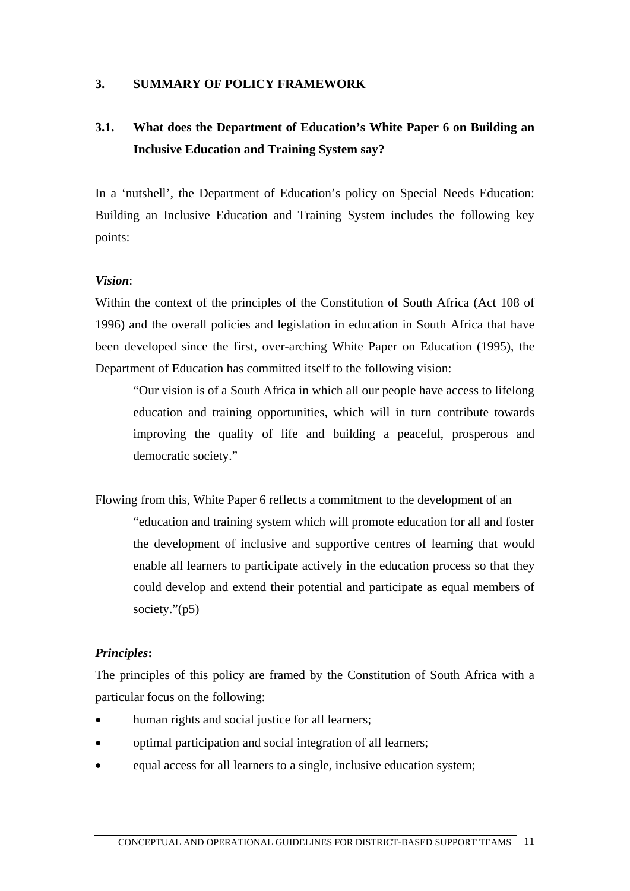## 3. SUMMARY OF POLICY FRAMEWORK

### 3.1. What does the Department of Education's White Paper 6 on Building an Inclusive Education and Training System say?

In a 'nutshell', the Department of Education's policy on Special Needs Education: Building an Inclusive Education and Training System includes the following key points:

***Vision***:

Within the context of the principles of the Constitution of South Africa (Act 108 of 1996) and the overall policies and legislation in education in South Africa that have been developed since the first, over-arching White Paper on Education (1995), the Department of Education has committed itself to the following vision:

> "Our vision is of a South Africa in which all our people have access to lifelong education and training opportunities, which will in turn contribute towards improving the quality of life and building a peaceful, prosperous and democratic society."

Flowing from this, White Paper 6 reflects a commitment to the development of an

> "education and training system which will promote education for all and foster the development of inclusive and supportive centres of learning that would enable all learners to participate actively in the education process so that they could develop and extend their potential and participate as equal members of society."(p5)

***Principles*:**

The principles of this policy are framed by the Constitution of South Africa with a particular focus on the following:

- human rights and social justice for all learners;
- optimal participation and social integration of all learners;
- equal access for all learners to a single, inclusive education system;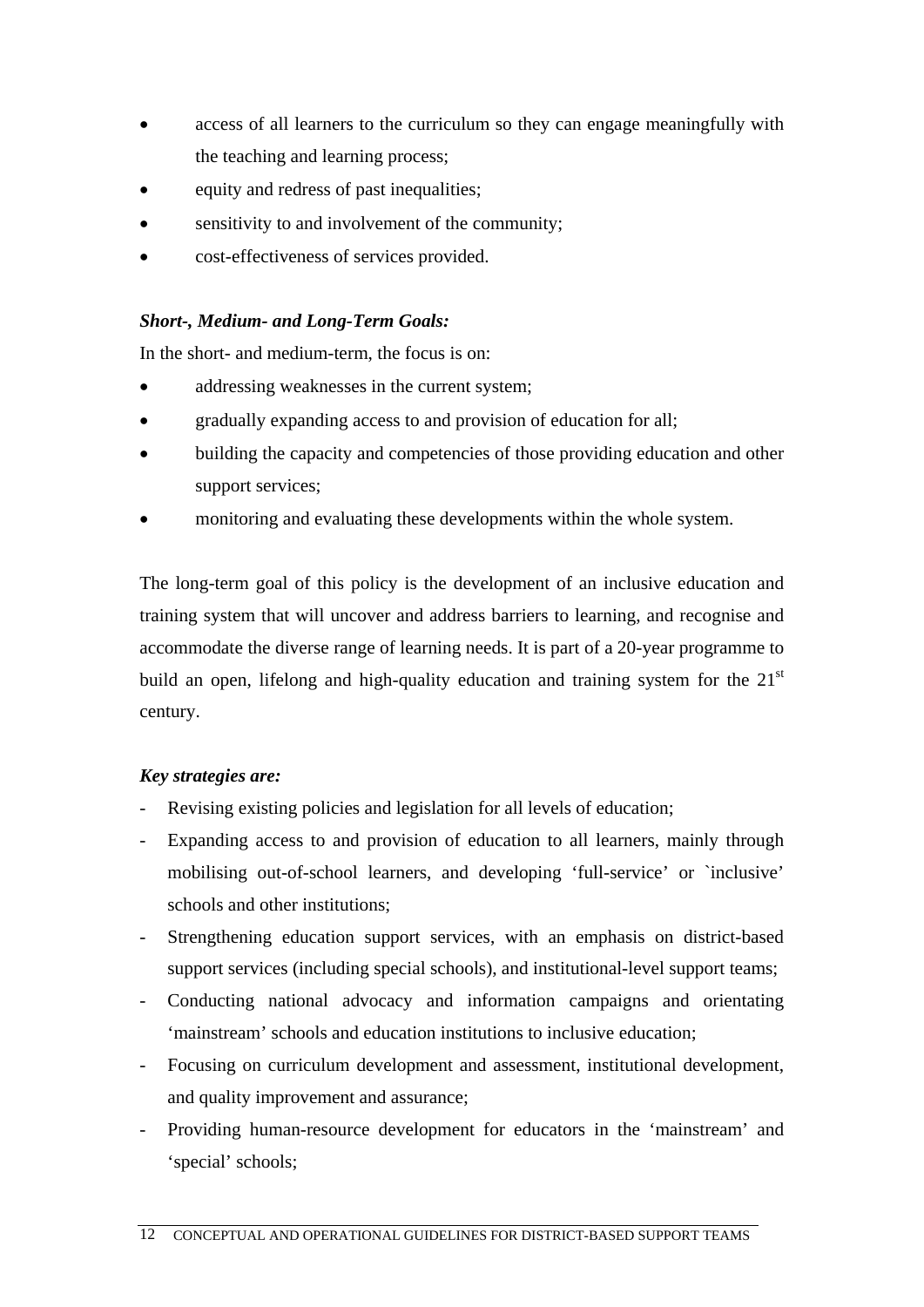- access of all learners to the curriculum so they can engage meaningfully with the teaching and learning process;
- equity and redress of past inequalities;
- sensitivity to and involvement of the community;
- cost-effectiveness of services provided.

***Short-, Medium- and Long-Term Goals:***

In the short- and medium-term, the focus is on:

- addressing weaknesses in the current system;
- gradually expanding access to and provision of education for all;
- building the capacity and competencies of those providing education and other support services;
- monitoring and evaluating these developments within the whole system.

The long-term goal of this policy is the development of an inclusive education and training system that will uncover and address barriers to learning, and recognise and accommodate the diverse range of learning needs. It is part of a 20-year programme to build an open, lifelong and high-quality education and training system for the 21st century.

***Key strategies are:***

- Revising existing policies and legislation for all levels of education;
- Expanding access to and provision of education to all learners, mainly through mobilising out-of-school learners, and developing 'full-service' or `inclusive' schools and other institutions;
- Strengthening education support services, with an emphasis on district-based support services (including special schools), and institutional-level support teams;
- Conducting national advocacy and information campaigns and orientating 'mainstream' schools and education institutions to inclusive education;
- Focusing on curriculum development and assessment, institutional development, and quality improvement and assurance;
- Providing human-resource development for educators in the 'mainstream' and 'special' schools;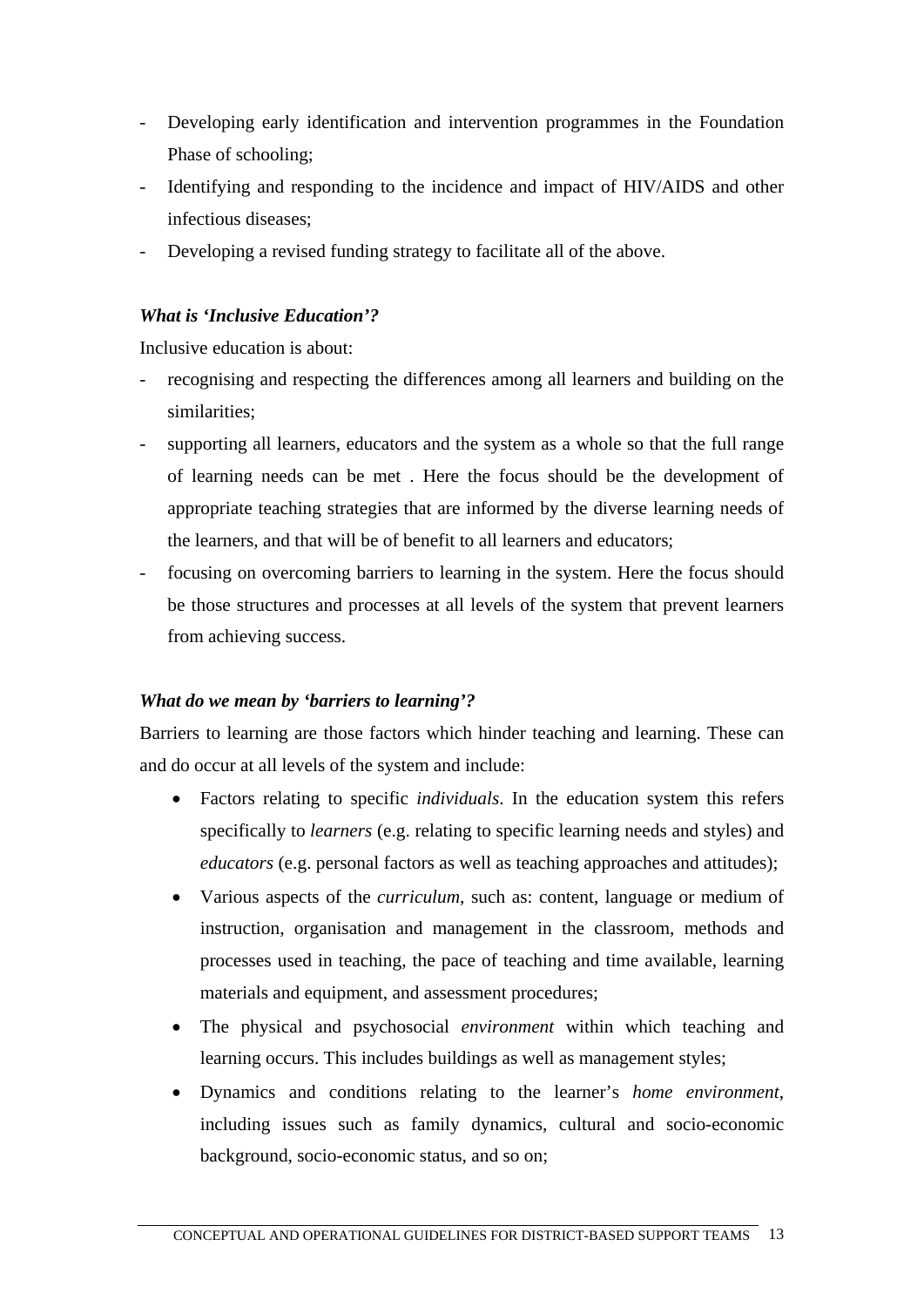- Developing early identification and intervention programmes in the Foundation Phase of schooling;
- Identifying and responding to the incidence and impact of HIV/AIDS and other infectious diseases;
- Developing a revised funding strategy to facilitate all of the above.

***What is 'Inclusive Education'?***

Inclusive education is about:

- recognising and respecting the differences among all learners and building on the similarities;
- supporting all learners, educators and the system as a whole so that the full range of learning needs can be met . Here the focus should be the development of appropriate teaching strategies that are informed by the diverse learning needs of the learners, and that will be of benefit to all learners and educators;
- focusing on overcoming barriers to learning in the system. Here the focus should be those structures and processes at all levels of the system that prevent learners from achieving success.

***What do we mean by 'barriers to learning'?***

Barriers to learning are those factors which hinder teaching and learning. These can and do occur at all levels of the system and include:

- Factors relating to specific *individuals*. In the education system this refers specifically to *learners* (e.g. relating to specific learning needs and styles) and *educators* (e.g. personal factors as well as teaching approaches and attitudes);
- Various aspects of the *curriculum*, such as: content, language or medium of instruction, organisation and management in the classroom, methods and processes used in teaching, the pace of teaching and time available, learning materials and equipment, and assessment procedures;
- The physical and psychosocial *environment* within which teaching and learning occurs. This includes buildings as well as management styles;
- Dynamics and conditions relating to the learner's *home environment*, including issues such as family dynamics, cultural and socio-economic background, socio-economic status, and so on;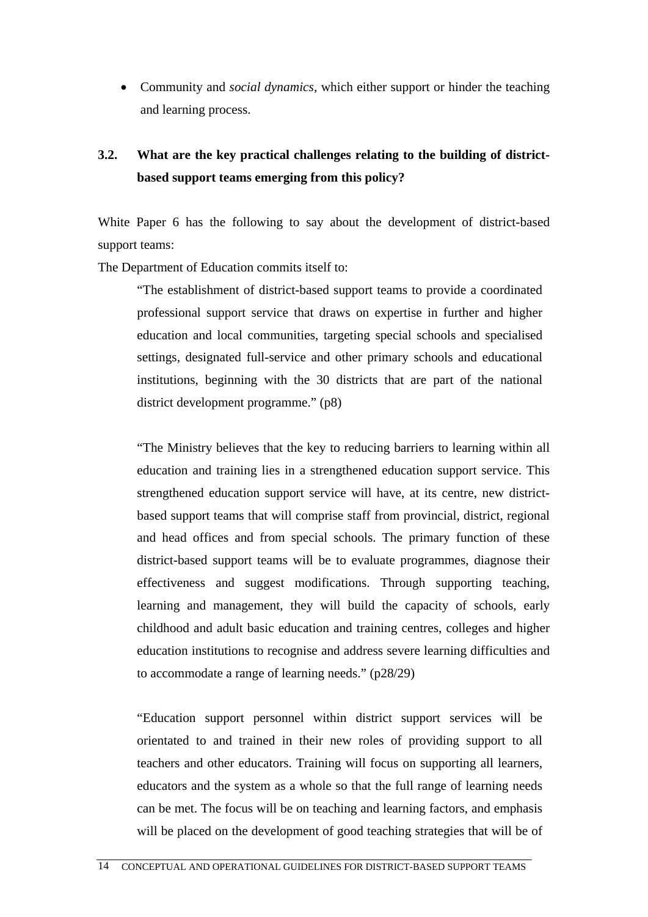- Community and *social dynamics,* which either support or hinder the teaching and learning process.

### 3.2. What are the key practical challenges relating to the building of district-based support teams emerging from this policy?

White Paper 6 has the following to say about the development of district-based support teams:

The Department of Education commits itself to:

> "The establishment of district-based support teams to provide a coordinated professional support service that draws on expertise in further and higher education and local communities, targeting special schools and specialised settings, designated full-service and other primary schools and educational institutions, beginning with the 30 districts that are part of the national district development programme." (p8)

> "The Ministry believes that the key to reducing barriers to learning within all education and training lies in a strengthened education support service. This strengthened education support service will have, at its centre, new district-based support teams that will comprise staff from provincial, district, regional and head offices and from special schools. The primary function of these district-based support teams will be to evaluate programmes, diagnose their effectiveness and suggest modifications. Through supporting teaching, learning and management, they will build the capacity of schools, early childhood and adult basic education and training centres, colleges and higher education institutions to recognise and address severe learning difficulties and to accommodate a range of learning needs." (p28/29)

> "Education support personnel within district support services will be orientated to and trained in their new roles of providing support to all teachers and other educators. Training will focus on supporting all learners, educators and the system as a whole so that the full range of learning needs can be met. The focus will be on teaching and learning factors, and emphasis will be placed on the development of good teaching strategies that will be of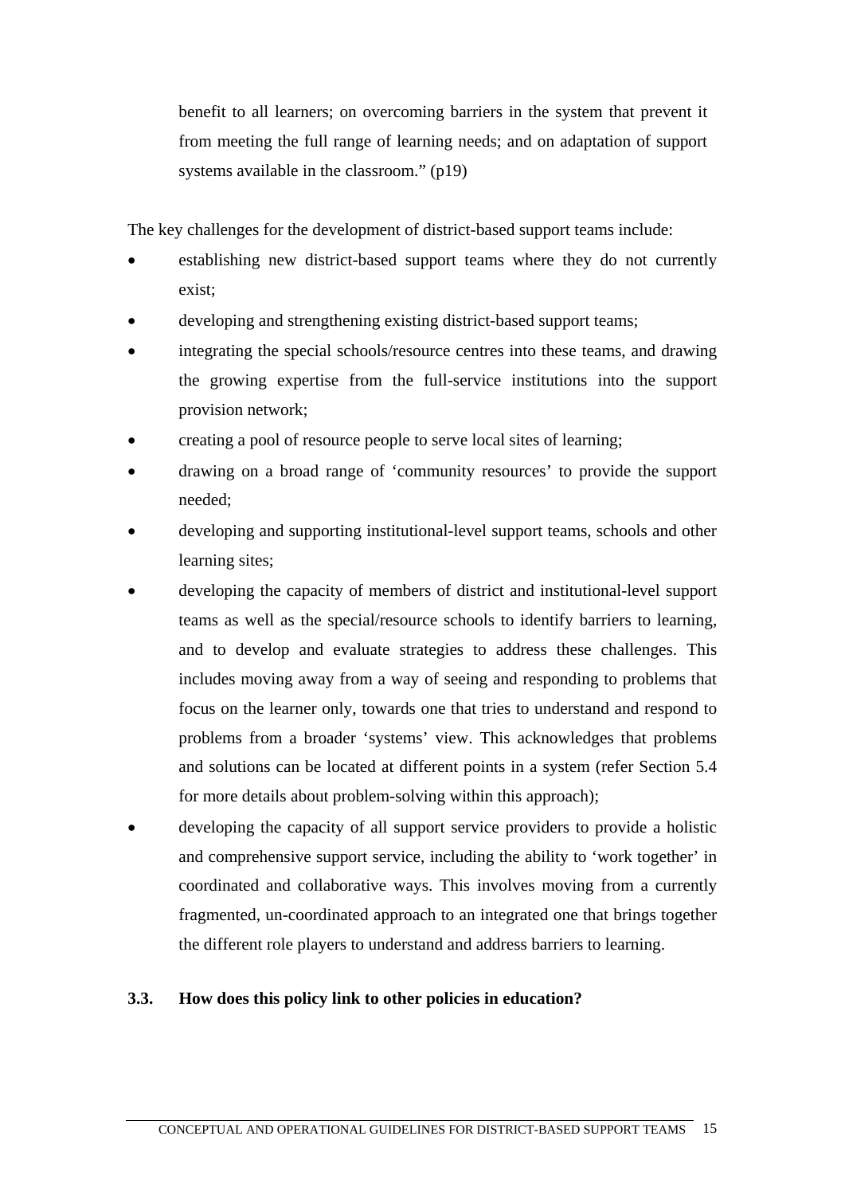benefit to all learners; on overcoming barriers in the system that prevent it from meeting the full range of learning needs; and on adaptation of support systems available in the classroom." (p19)

The key challenges for the development of district-based support teams include:

- establishing new district-based support teams where they do not currently exist;
- developing and strengthening existing district-based support teams;
- integrating the special schools/resource centres into these teams, and drawing the growing expertise from the full-service institutions into the support provision network;
- creating a pool of resource people to serve local sites of learning;
- drawing on a broad range of 'community resources' to provide the support needed;
- developing and supporting institutional-level support teams, schools and other learning sites;
- developing the capacity of members of district and institutional-level support teams as well as the special/resource schools to identify barriers to learning, and to develop and evaluate strategies to address these challenges. This includes moving away from a way of seeing and responding to problems that focus on the learner only, towards one that tries to understand and respond to problems from a broader 'systems' view. This acknowledges that problems and solutions can be located at different points in a system (refer Section 5.4 for more details about problem-solving within this approach);
- developing the capacity of all support service providers to provide a holistic and comprehensive support service, including the ability to 'work together' in coordinated and collaborative ways. This involves moving from a currently fragmented, un-coordinated approach to an integrated one that brings together the different role players to understand and address barriers to learning.

### 3.3. How does this policy link to other policies in education?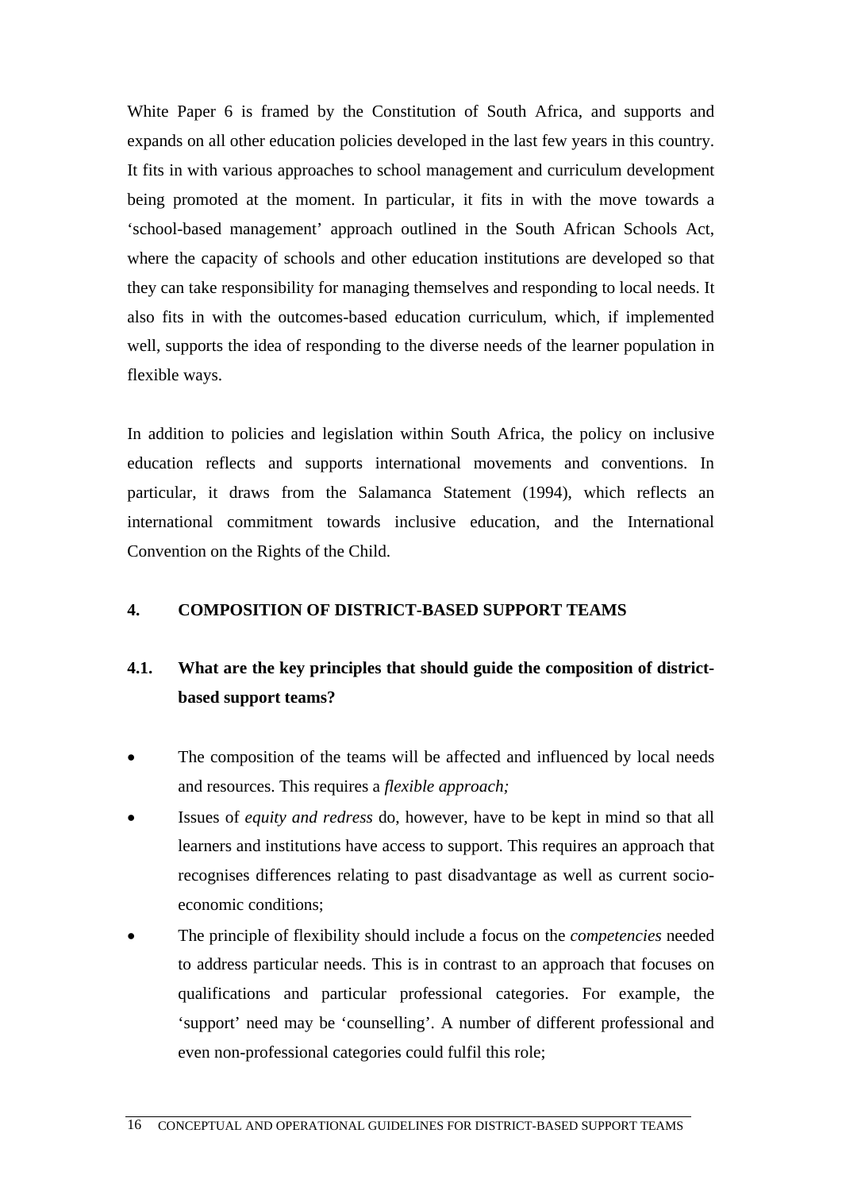White Paper 6 is framed by the Constitution of South Africa, and supports and expands on all other education policies developed in the last few years in this country. It fits in with various approaches to school management and curriculum development being promoted at the moment. In particular, it fits in with the move towards a 'school-based management' approach outlined in the South African Schools Act, where the capacity of schools and other education institutions are developed so that they can take responsibility for managing themselves and responding to local needs. It also fits in with the outcomes-based education curriculum, which, if implemented well, supports the idea of responding to the diverse needs of the learner population in flexible ways.

In addition to policies and legislation within South Africa, the policy on inclusive education reflects and supports international movements and conventions. In particular, it draws from the Salamanca Statement (1994), which reflects an international commitment towards inclusive education, and the International Convention on the Rights of the Child.

## 4. COMPOSITION OF DISTRICT-BASED SUPPORT TEAMS

### 4.1. What are the key principles that should guide the composition of district-based support teams?

- The composition of the teams will be affected and influenced by local needs and resources. This requires a *flexible approach;*
- Issues of *equity and redress* do, however, have to be kept in mind so that all learners and institutions have access to support. This requires an approach that recognises differences relating to past disadvantage as well as current socio-economic conditions;
- The principle of flexibility should include a focus on the *competencies* needed to address particular needs. This is in contrast to an approach that focuses on qualifications and particular professional categories. For example, the 'support' need may be 'counselling'. A number of different professional and even non-professional categories could fulfil this role;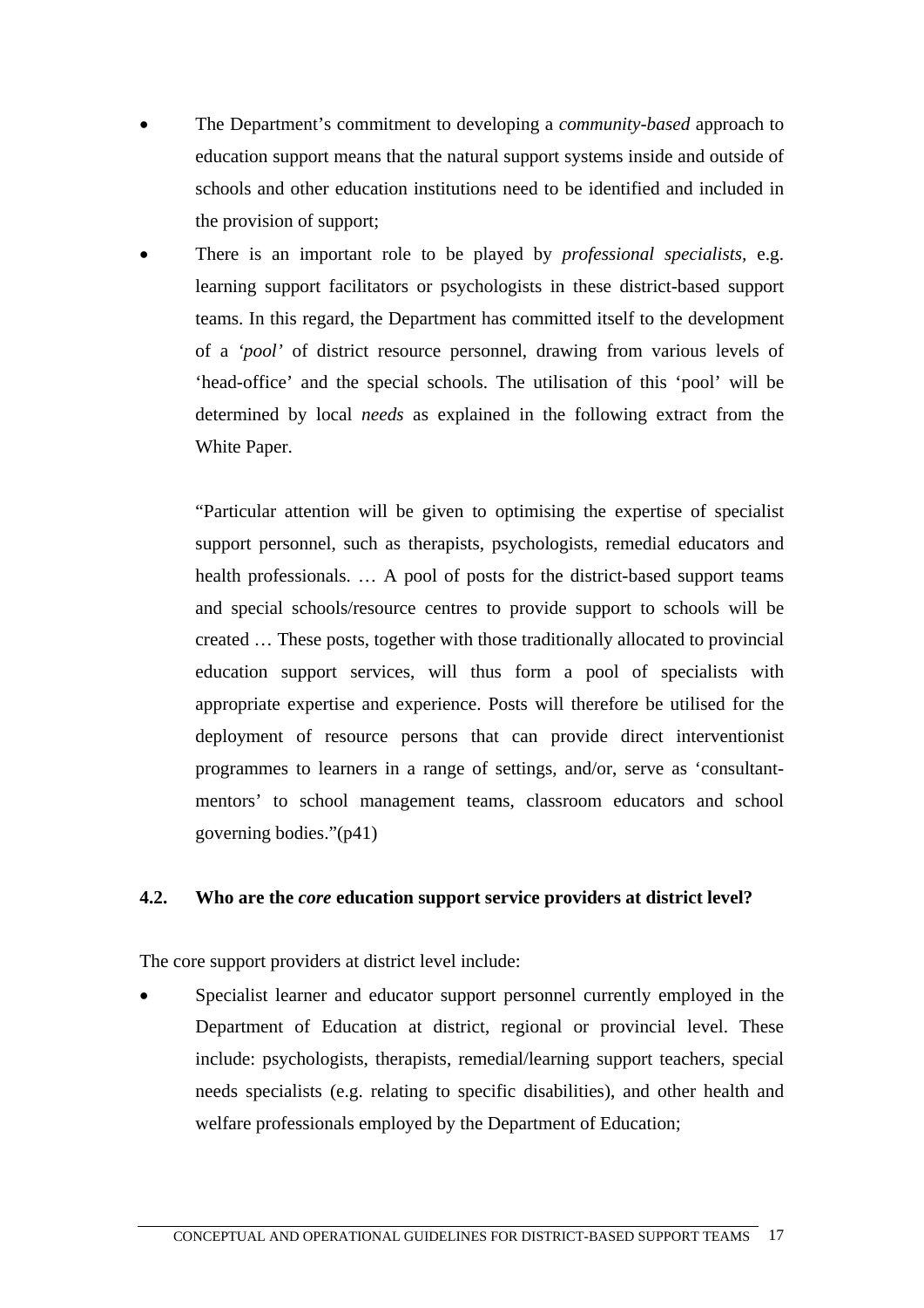- The Department's commitment to developing a *community-based* approach to education support means that the natural support systems inside and outside of schools and other education institutions need to be identified and included in the provision of support;
- There is an important role to be played by *professional specialists,* e.g. learning support facilitators or psychologists in these district-based support teams. In this regard, the Department has committed itself to the development of a *'pool'* of district resource personnel, drawing from various levels of 'head-office' and the special schools. The utilisation of this 'pool' will be determined by local *needs* as explained in the following extract from the White Paper.

  "Particular attention will be given to optimising the expertise of specialist support personnel, such as therapists, psychologists, remedial educators and health professionals. … A pool of posts for the district-based support teams and special schools/resource centres to provide support to schools will be created … These posts, together with those traditionally allocated to provincial education support services, will thus form a pool of specialists with appropriate expertise and experience. Posts will therefore be utilised for the deployment of resource persons that can provide direct interventionist programmes to learners in a range of settings, and/or, serve as 'consultant-mentors' to school management teams, classroom educators and school governing bodies."(p41)

### 4.2. Who are the *core* education support service providers at district level?

The core support providers at district level include:

- Specialist learner and educator support personnel currently employed in the Department of Education at district, regional or provincial level. These include: psychologists, therapists, remedial/learning support teachers, special needs specialists (e.g. relating to specific disabilities), and other health and welfare professionals employed by the Department of Education;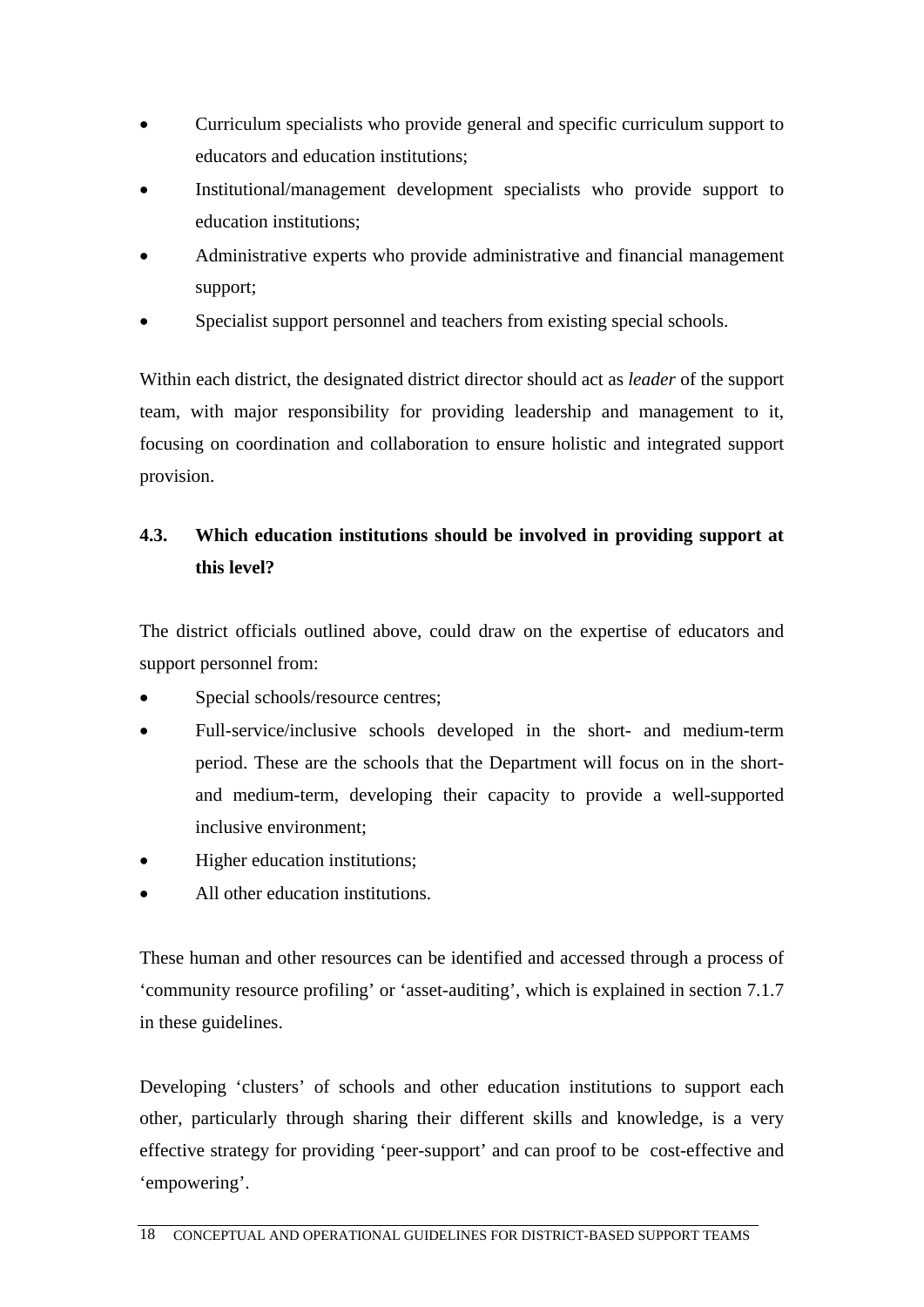- Curriculum specialists who provide general and specific curriculum support to educators and education institutions;
- Institutional/management development specialists who provide support to education institutions;
- Administrative experts who provide administrative and financial management support;
- Specialist support personnel and teachers from existing special schools.

Within each district, the designated district director should act as *leader* of the support team, with major responsibility for providing leadership and management to it, focusing on coordination and collaboration to ensure holistic and integrated support provision.

### 4.3. Which education institutions should be involved in providing support at this level?

The district officials outlined above, could draw on the expertise of educators and support personnel from:

- Special schools/resource centres;
- Full-service/inclusive schools developed in the short- and medium-term period. These are the schools that the Department will focus on in the short- and medium-term, developing their capacity to provide a well-supported inclusive environment;
- Higher education institutions;
- All other education institutions.

These human and other resources can be identified and accessed through a process of ‘community resource profiling’ or ‘asset-auditing’, which is explained in section 7.1.7 in these guidelines.

Developing ‘clusters’ of schools and other education institutions to support each other, particularly through sharing their different skills and knowledge, is a very effective strategy for providing ‘peer-support’ and can proof to be cost-effective and ‘empowering’.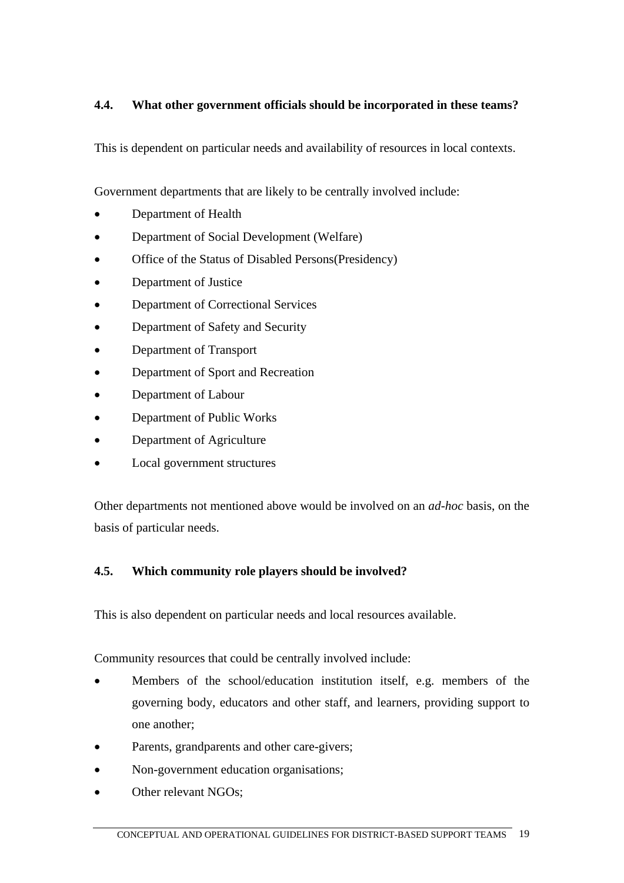### 4.4. What other government officials should be incorporated in these teams?

This is dependent on particular needs and availability of resources in local contexts.

Government departments that are likely to be centrally involved include:

- Department of Health
- Department of Social Development (Welfare)
- Office of the Status of Disabled Persons(Presidency)
- Department of Justice
- Department of Correctional Services
- Department of Safety and Security
- Department of Transport
- Department of Sport and Recreation
- Department of Labour
- Department of Public Works
- Department of Agriculture
- Local government structures

Other departments not mentioned above would be involved on an *ad-hoc* basis, on the basis of particular needs.

### 4.5. Which community role players should be involved?

This is also dependent on particular needs and local resources available.

Community resources that could be centrally involved include:

- Members of the school/education institution itself, e.g. members of the governing body, educators and other staff, and learners, providing support to one another;
- Parents, grandparents and other care-givers;
- Non-government education organisations;
- Other relevant NGOs;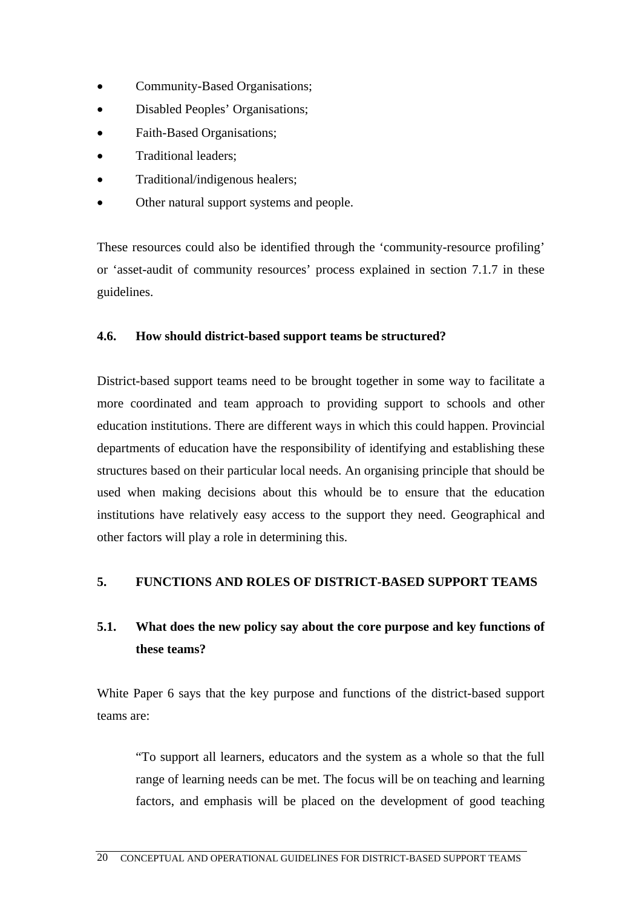- Community-Based Organisations;
- Disabled Peoples' Organisations;
- Faith-Based Organisations;
- Traditional leaders;
- Traditional/indigenous healers;
- Other natural support systems and people.

These resources could also be identified through the 'community-resource profiling' or 'asset-audit of community resources' process explained in section 7.1.7 in these guidelines.

### 4.6. How should district-based support teams be structured?

District-based support teams need to be brought together in some way to facilitate a more coordinated and team approach to providing support to schools and other education institutions. There are different ways in which this could happen. Provincial departments of education have the responsibility of identifying and establishing these structures based on their particular local needs. An organising principle that should be used when making decisions about this whould be to ensure that the education institutions have relatively easy access to the support they need. Geographical and other factors will play a role in determining this.

## 5. FUNCTIONS AND ROLES OF DISTRICT-BASED SUPPORT TEAMS

### 5.1. What does the new policy say about the core purpose and key functions of these teams?

White Paper 6 says that the key purpose and functions of the district-based support teams are:

> "To support all learners, educators and the system as a whole so that the full range of learning needs can be met. The focus will be on teaching and learning factors, and emphasis will be placed on the development of good teaching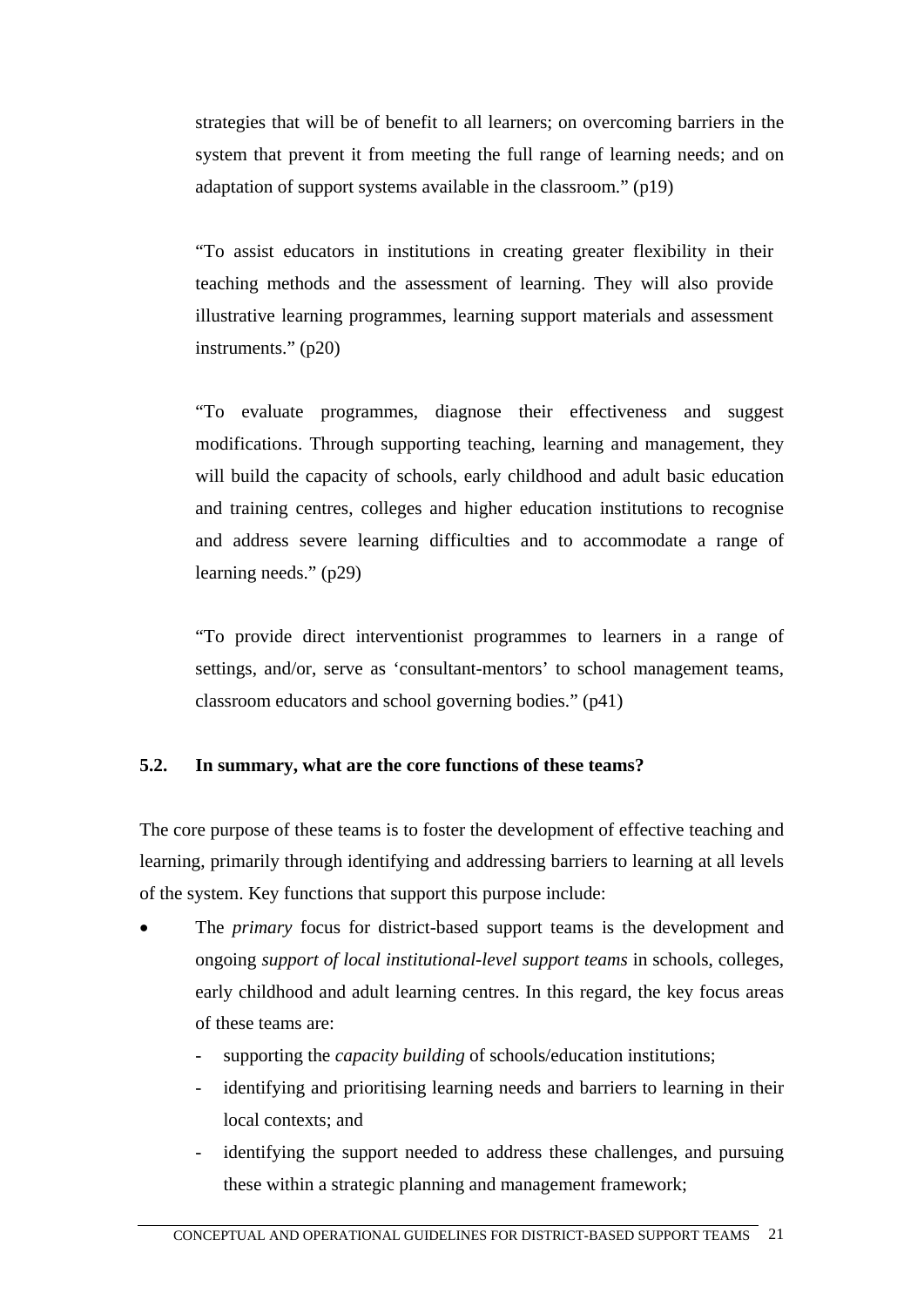strategies that will be of benefit to all learners; on overcoming barriers in the system that prevent it from meeting the full range of learning needs; and on adaptation of support systems available in the classroom." (p19)

"To assist educators in institutions in creating greater flexibility in their teaching methods and the assessment of learning. They will also provide illustrative learning programmes, learning support materials and assessment instruments." (p20)

"To evaluate programmes, diagnose their effectiveness and suggest modifications. Through supporting teaching, learning and management, they will build the capacity of schools, early childhood and adult basic education and training centres, colleges and higher education institutions to recognise and address severe learning difficulties and to accommodate a range of learning needs." (p29)

"To provide direct interventionist programmes to learners in a range of settings, and/or, serve as 'consultant-mentors' to school management teams, classroom educators and school governing bodies." (p41)

### 5.2. In summary, what are the core functions of these teams?

The core purpose of these teams is to foster the development of effective teaching and learning, primarily through identifying and addressing barriers to learning at all levels of the system. Key functions that support this purpose include:

- The *primary* focus for district-based support teams is the development and ongoing *support of local institutional-level support teams* in schools, colleges, early childhood and adult learning centres. In this regard, the key focus areas of these teams are:
  - supporting the *capacity building* of schools/education institutions;
  - identifying and prioritising learning needs and barriers to learning in their local contexts; and
  - identifying the support needed to address these challenges, and pursuing these within a strategic planning and management framework;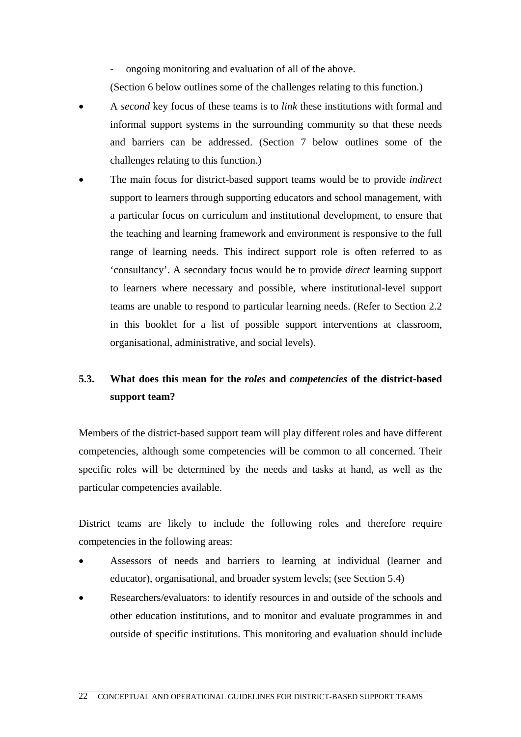- ongoing monitoring and evaluation of all of the above.

  (Section 6 below outlines some of the challenges relating to this function.)

- A *second* key focus of these teams is to *link* these institutions with formal and informal support systems in the surrounding community so that these needs and barriers can be addressed. (Section 7 below outlines some of the challenges relating to this function.)
- The main focus for district-based support teams would be to provide *indirect* support to learners through supporting educators and school management, with a particular focus on curriculum and institutional development, to ensure that the teaching and learning framework and environment is responsive to the full range of learning needs. This indirect support role is often referred to as 'consultancy'. A secondary focus would be to provide *direct* learning support to learners where necessary and possible, where institutional-level support teams are unable to respond to particular learning needs. (Refer to Section 2.2 in this booklet for a list of possible support interventions at classroom, organisational, administrative, and social levels).

### 5.3. What does this mean for the *roles* and *competencies* of the district-based support team?

Members of the district-based support team will play different roles and have different competencies, although some competencies will be common to all concerned. Their specific roles will be determined by the needs and tasks at hand, as well as the particular competencies available.

District teams are likely to include the following roles and therefore require competencies in the following areas:

- Assessors of needs and barriers to learning at individual (learner and educator), organisational, and broader system levels; (see Section 5.4)
- Researchers/evaluators: to identify resources in and outside of the schools and other education institutions, and to monitor and evaluate programmes in and outside of specific institutions. This monitoring and evaluation should include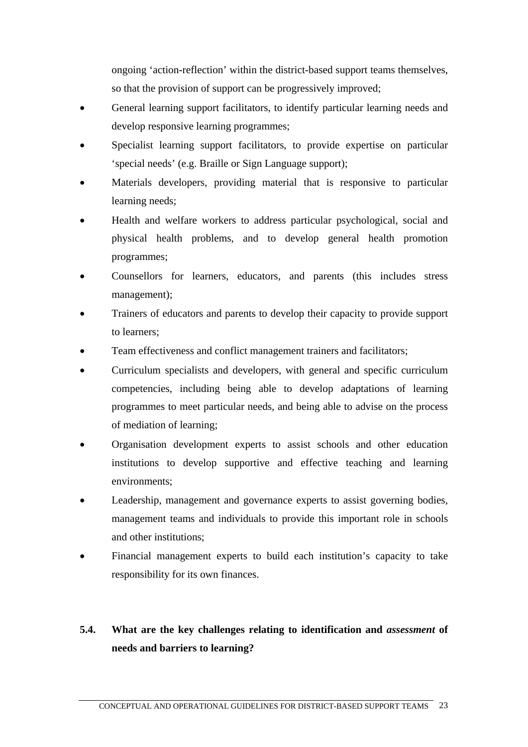ongoing 'action-reflection' within the district-based support teams themselves, so that the provision of support can be progressively improved;

- General learning support facilitators, to identify particular learning needs and develop responsive learning programmes;
- Specialist learning support facilitators, to provide expertise on particular 'special needs' (e.g. Braille or Sign Language support);
- Materials developers, providing material that is responsive to particular learning needs;
- Health and welfare workers to address particular psychological, social and physical health problems, and to develop general health promotion programmes;
- Counsellors for learners, educators, and parents (this includes stress management);
- Trainers of educators and parents to develop their capacity to provide support to learners;
- Team effectiveness and conflict management trainers and facilitators;
- Curriculum specialists and developers, with general and specific curriculum competencies, including being able to develop adaptations of learning programmes to meet particular needs, and being able to advise on the process of mediation of learning;
- Organisation development experts to assist schools and other education institutions to develop supportive and effective teaching and learning environments;
- Leadership, management and governance experts to assist governing bodies, management teams and individuals to provide this important role in schools and other institutions;
- Financial management experts to build each institution's capacity to take responsibility for its own finances.

## 5.4. What are the key challenges relating to identification and *assessment* of needs and barriers to learning?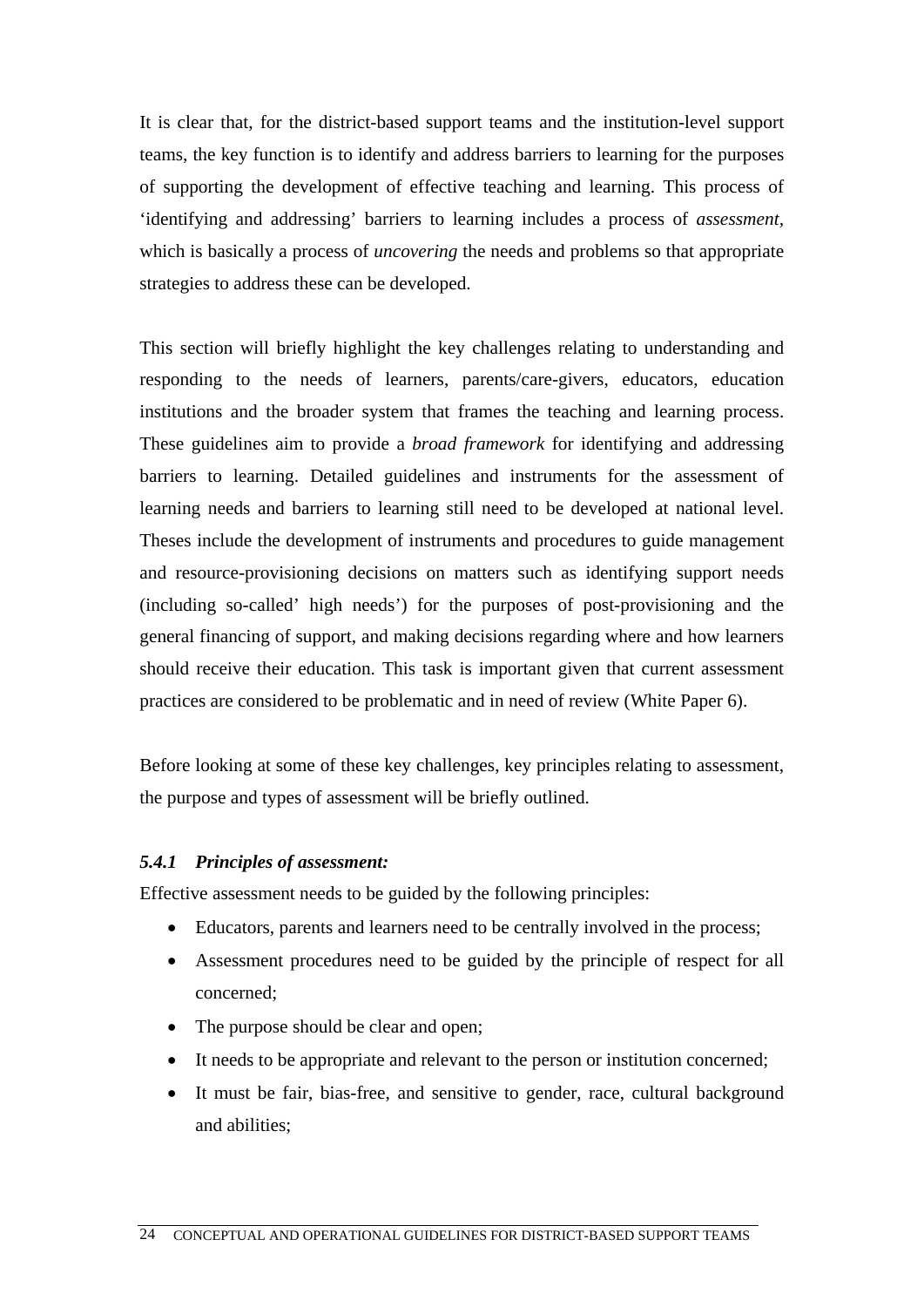It is clear that, for the district-based support teams and the institution-level support teams, the key function is to identify and address barriers to learning for the purposes of supporting the development of effective teaching and learning. This process of 'identifying and addressing' barriers to learning includes a process of *assessment*, which is basically a process of *uncovering* the needs and problems so that appropriate strategies to address these can be developed.

This section will briefly highlight the key challenges relating to understanding and responding to the needs of learners, parents/care-givers, educators, education institutions and the broader system that frames the teaching and learning process. These guidelines aim to provide a *broad framework* for identifying and addressing barriers to learning. Detailed guidelines and instruments for the assessment of learning needs and barriers to learning still need to be developed at national level. Theses include the development of instruments and procedures to guide management and resource-provisioning decisions on matters such as identifying support needs (including so-called' high needs') for the purposes of post-provisioning and the general financing of support, and making decisions regarding where and how learners should receive their education. This task is important given that current assessment practices are considered to be problematic and in need of review (White Paper 6).

Before looking at some of these key challenges, key principles relating to assessment, the purpose and types of assessment will be briefly outlined.

#### *5.4.1 Principles of assessment:*

Effective assessment needs to be guided by the following principles:

- Educators, parents and learners need to be centrally involved in the process;
- Assessment procedures need to be guided by the principle of respect for all concerned;
- The purpose should be clear and open;
- It needs to be appropriate and relevant to the person or institution concerned;
- It must be fair, bias-free, and sensitive to gender, race, cultural background and abilities;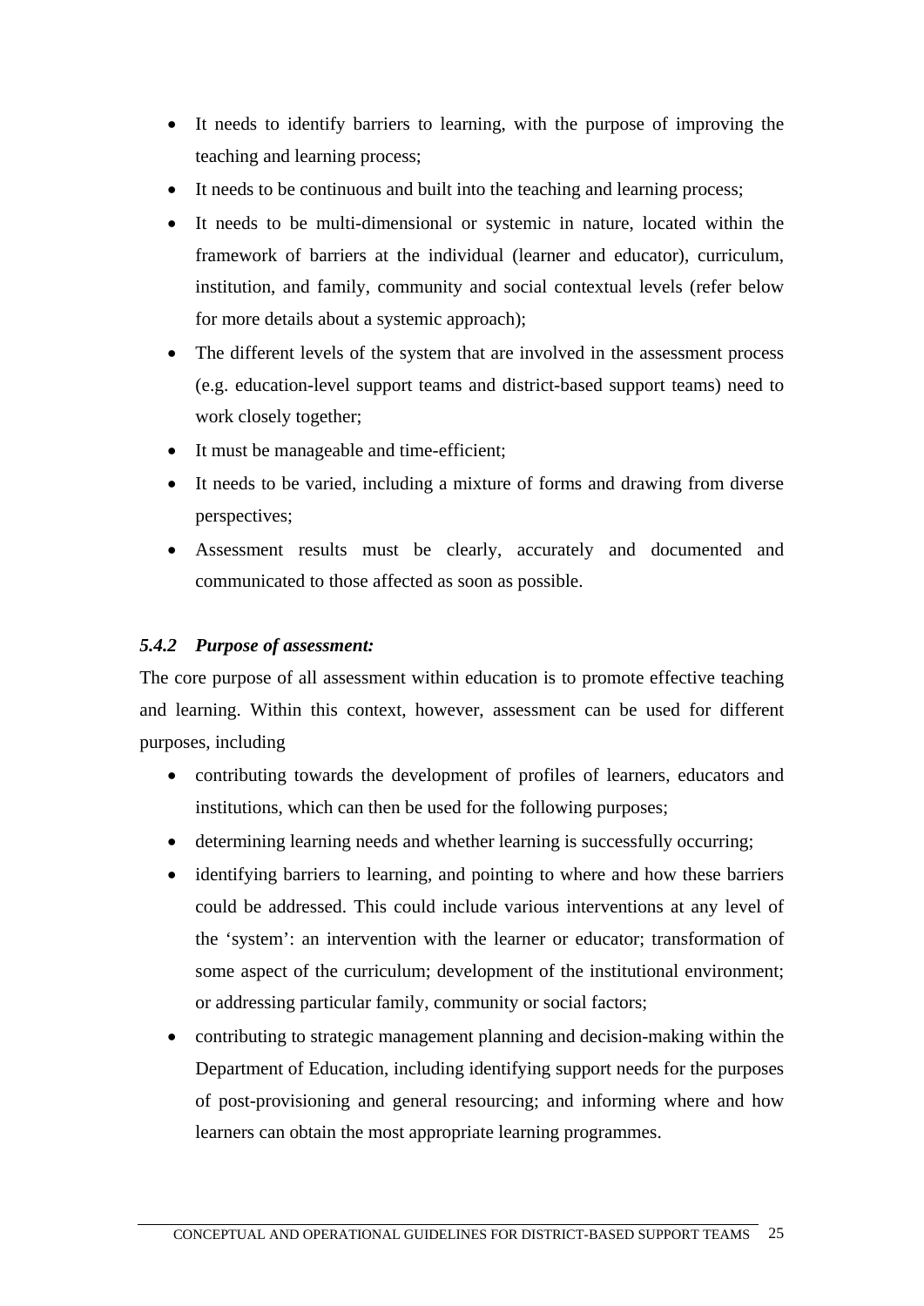- It needs to identify barriers to learning, with the purpose of improving the teaching and learning process;
- It needs to be continuous and built into the teaching and learning process;
- It needs to be multi-dimensional or systemic in nature, located within the framework of barriers at the individual (learner and educator), curriculum, institution, and family, community and social contextual levels (refer below for more details about a systemic approach);
- The different levels of the system that are involved in the assessment process (e.g. education-level support teams and district-based support teams) need to work closely together;
- It must be manageable and time-efficient;
- It needs to be varied, including a mixture of forms and drawing from diverse perspectives;
- Assessment results must be clearly, accurately and documented and communicated to those affected as soon as possible.

### *5.4.2 Purpose of assessment:*

The core purpose of all assessment within education is to promote effective teaching and learning. Within this context, however, assessment can be used for different purposes, including

- contributing towards the development of profiles of learners, educators and institutions, which can then be used for the following purposes;
- determining learning needs and whether learning is successfully occurring;
- identifying barriers to learning, and pointing to where and how these barriers could be addressed. This could include various interventions at any level of the 'system': an intervention with the learner or educator; transformation of some aspect of the curriculum; development of the institutional environment; or addressing particular family, community or social factors;
- contributing to strategic management planning and decision-making within the Department of Education, including identifying support needs for the purposes of post-provisioning and general resourcing; and informing where and how learners can obtain the most appropriate learning programmes.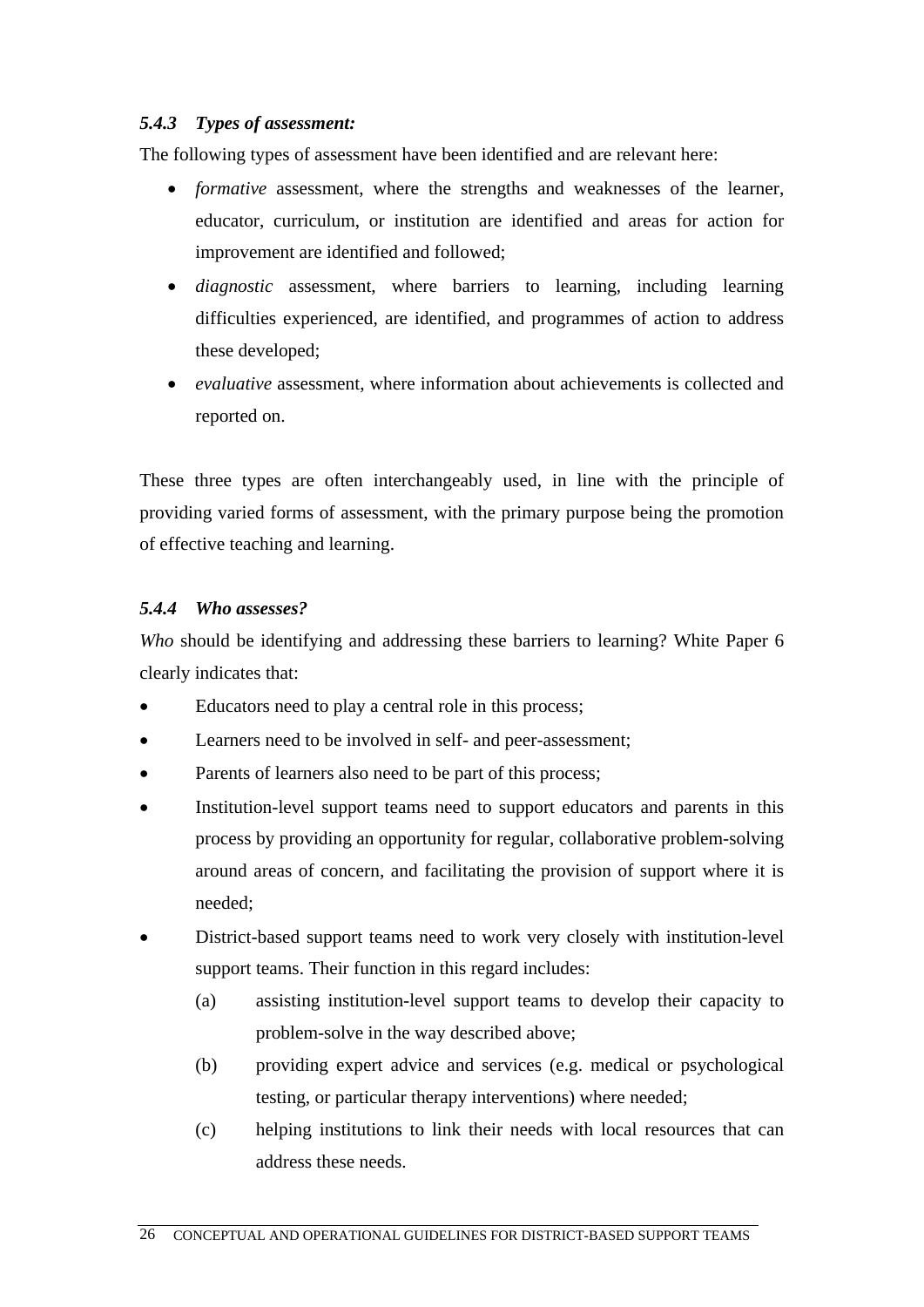### *5.4.3 Types of assessment:*

The following types of assessment have been identified and are relevant here:

- *formative* assessment, where the strengths and weaknesses of the learner, educator, curriculum, or institution are identified and areas for action for improvement are identified and followed;
- *diagnostic* assessment, where barriers to learning, including learning difficulties experienced, are identified, and programmes of action to address these developed;
- *evaluative* assessment, where information about achievements is collected and reported on.

These three types are often interchangeably used, in line with the principle of providing varied forms of assessment, with the primary purpose being the promotion of effective teaching and learning.

### *5.4.4 Who assesses?*

*Who* should be identifying and addressing these barriers to learning? White Paper 6 clearly indicates that:

- Educators need to play a central role in this process;
- Learners need to be involved in self- and peer-assessment;
- Parents of learners also need to be part of this process;
- Institution-level support teams need to support educators and parents in this process by providing an opportunity for regular, collaborative problem-solving around areas of concern, and facilitating the provision of support where it is needed;
- District-based support teams need to work very closely with institution-level support teams. Their function in this regard includes:
  - (a) assisting institution-level support teams to develop their capacity to problem-solve in the way described above;
  - (b) providing expert advice and services (e.g. medical or psychological testing, or particular therapy interventions) where needed;
  - (c) helping institutions to link their needs with local resources that can address these needs.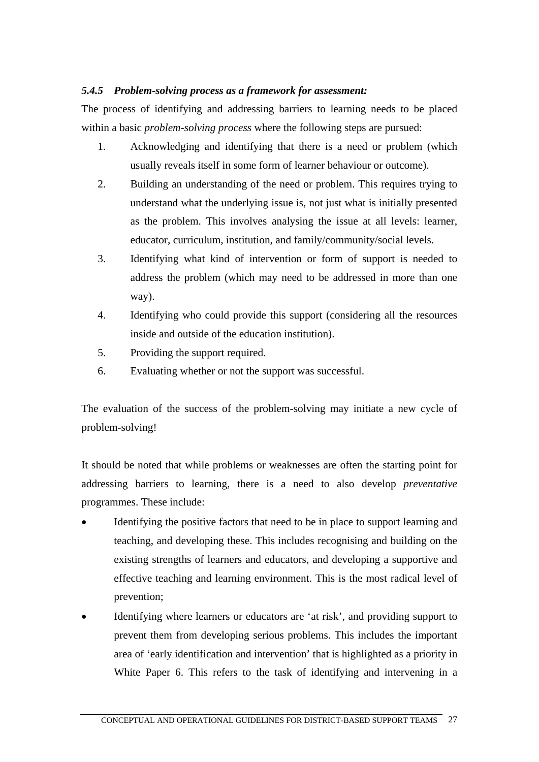#### *5.4.5 Problem-solving process as a framework for assessment:*

The process of identifying and addressing barriers to learning needs to be placed within a basic *problem-solving process* where the following steps are pursued:

1. Acknowledging and identifying that there is a need or problem (which usually reveals itself in some form of learner behaviour or outcome).
2. Building an understanding of the need or problem. This requires trying to understand what the underlying issue is, not just what is initially presented as the problem. This involves analysing the issue at all levels: learner, educator, curriculum, institution, and family/community/social levels.
3. Identifying what kind of intervention or form of support is needed to address the problem (which may need to be addressed in more than one way).
4. Identifying who could provide this support (considering all the resources inside and outside of the education institution).
5. Providing the support required.
6. Evaluating whether or not the support was successful.

The evaluation of the success of the problem-solving may initiate a new cycle of problem-solving!

It should be noted that while problems or weaknesses are often the starting point for addressing barriers to learning, there is a need to also develop *preventative* programmes. These include:

- Identifying the positive factors that need to be in place to support learning and teaching, and developing these. This includes recognising and building on the existing strengths of learners and educators, and developing a supportive and effective teaching and learning environment. This is the most radical level of prevention;
- Identifying where learners or educators are 'at risk', and providing support to prevent them from developing serious problems. This includes the important area of 'early identification and intervention' that is highlighted as a priority in White Paper 6. This refers to the task of identifying and intervening in a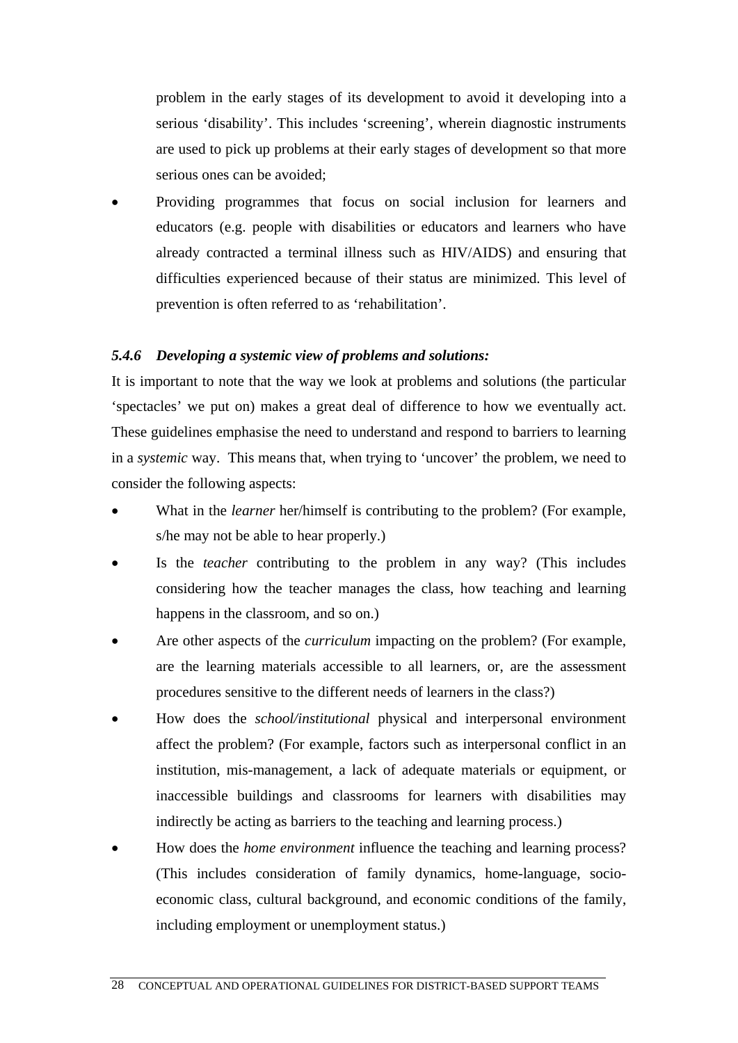problem in the early stages of its development to avoid it developing into a serious 'disability'. This includes 'screening', wherein diagnostic instruments are used to pick up problems at their early stages of development so that more serious ones can be avoided;

- Providing programmes that focus on social inclusion for learners and educators (e.g. people with disabilities or educators and learners who have already contracted a terminal illness such as HIV/AIDS) and ensuring that difficulties experienced because of their status are minimized. This level of prevention is often referred to as 'rehabilitation'.

#### *5.4.6 Developing a systemic view of problems and solutions:*

It is important to note that the way we look at problems and solutions (the particular 'spectacles' we put on) makes a great deal of difference to how we eventually act. These guidelines emphasise the need to understand and respond to barriers to learning in a *systemic* way. This means that, when trying to 'uncover' the problem, we need to consider the following aspects:

- What in the *learner* her/himself is contributing to the problem? (For example, s/he may not be able to hear properly.)
- Is the *teacher* contributing to the problem in any way? (This includes considering how the teacher manages the class, how teaching and learning happens in the classroom, and so on.)
- Are other aspects of the *curriculum* impacting on the problem? (For example, are the learning materials accessible to all learners, or, are the assessment procedures sensitive to the different needs of learners in the class?)
- How does the *school/institutional* physical and interpersonal environment affect the problem? (For example, factors such as interpersonal conflict in an institution, mis-management, a lack of adequate materials or equipment, or inaccessible buildings and classrooms for learners with disabilities may indirectly be acting as barriers to the teaching and learning process.)
- How does the *home environment* influence the teaching and learning process? (This includes consideration of family dynamics, home-language, socio-economic class, cultural background, and economic conditions of the family, including employment or unemployment status.)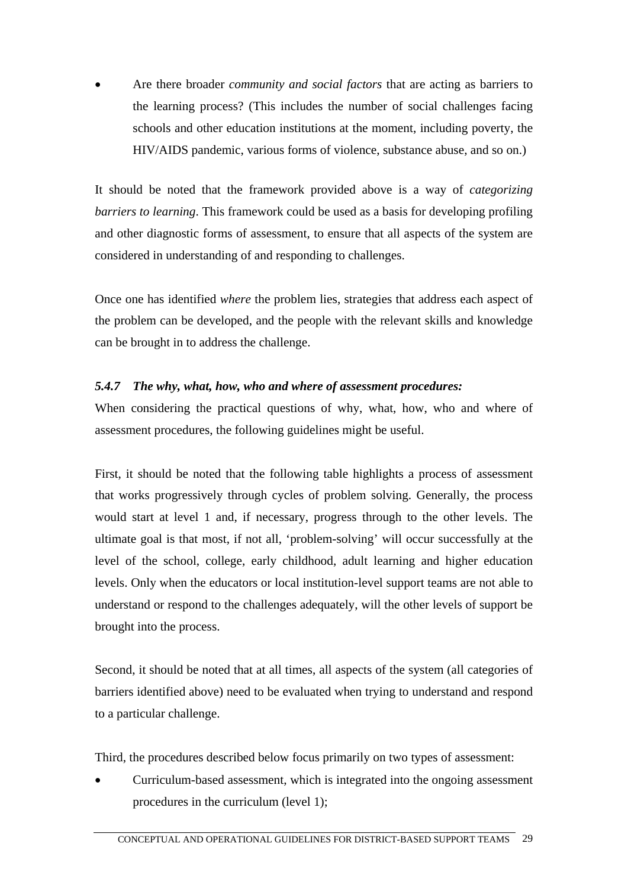- Are there broader *community and social factors* that are acting as barriers to the learning process? (This includes the number of social challenges facing schools and other education institutions at the moment, including poverty, the HIV/AIDS pandemic, various forms of violence, substance abuse, and so on.)

It should be noted that the framework provided above is a way of *categorizing barriers to learning*. This framework could be used as a basis for developing profiling and other diagnostic forms of assessment, to ensure that all aspects of the system are considered in understanding of and responding to challenges.

Once one has identified *where* the problem lies, strategies that address each aspect of the problem can be developed, and the people with the relevant skills and knowledge can be brought in to address the challenge.

#### *5.4.7 The why, what, how, who and where of assessment procedures:*

When considering the practical questions of why, what, how, who and where of assessment procedures, the following guidelines might be useful.

First, it should be noted that the following table highlights a process of assessment that works progressively through cycles of problem solving. Generally, the process would start at level 1 and, if necessary, progress through to the other levels. The ultimate goal is that most, if not all, 'problem-solving' will occur successfully at the level of the school, college, early childhood, adult learning and higher education levels. Only when the educators or local institution-level support teams are not able to understand or respond to the challenges adequately, will the other levels of support be brought into the process.

Second, it should be noted that at all times, all aspects of the system (all categories of barriers identified above) need to be evaluated when trying to understand and respond to a particular challenge.

Third, the procedures described below focus primarily on two types of assessment:

- Curriculum-based assessment, which is integrated into the ongoing assessment procedures in the curriculum (level 1);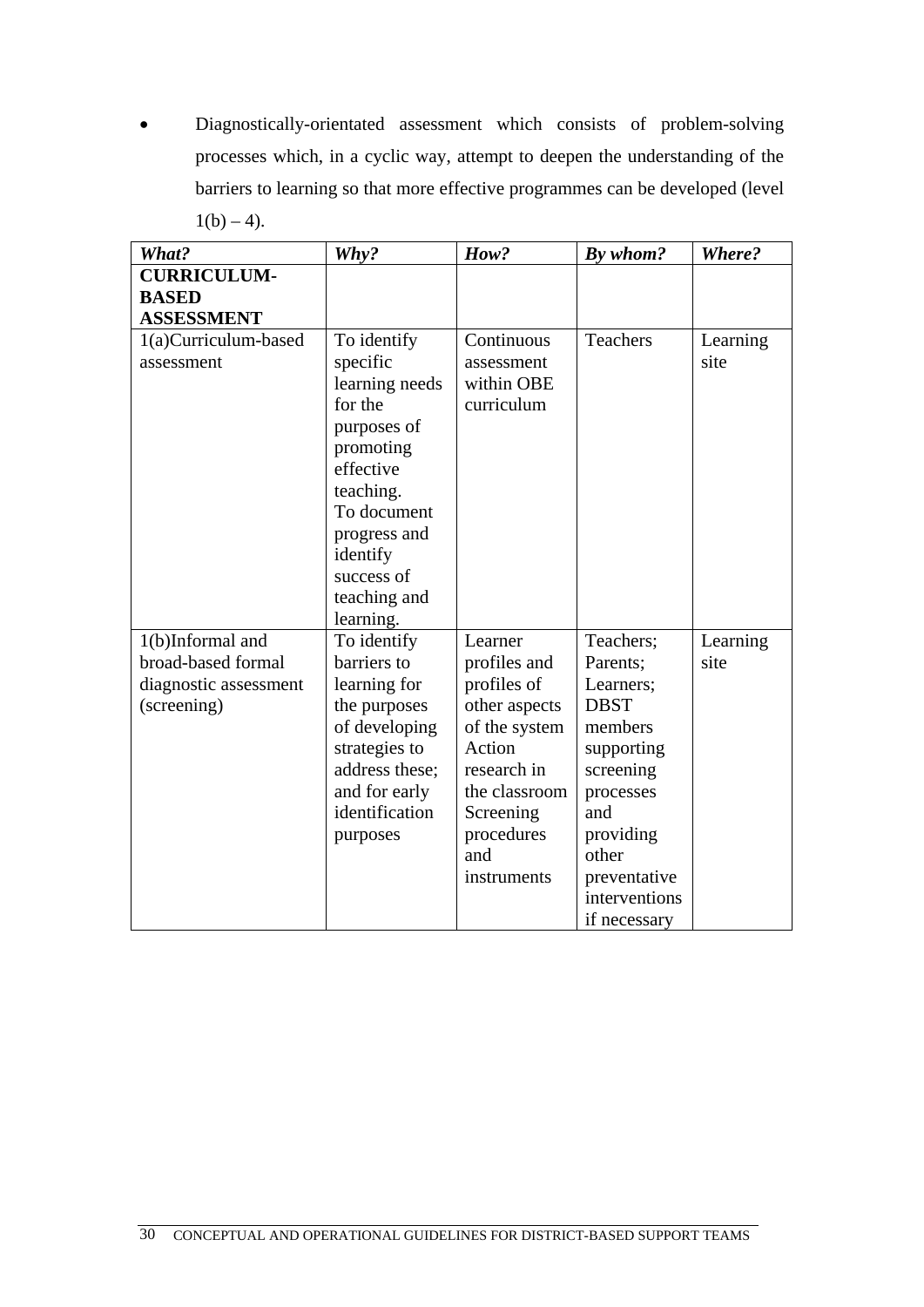- Diagnostically-orientated assessment which consists of problem-solving processes which, in a cyclic way, attempt to deepen the understanding of the barriers to learning so that more effective programmes can be developed (level 1(b) – 4).

| ***What?*** | ***Why?*** | ***How?*** | ***By whom?*** | ***Where?*** |
|---|---|---|---|---|
| **CURRICULUM-BASED ASSESSMENT** | | | | |
| 1(a)Curriculum-based assessment | To identify specific learning needs for the purposes of promoting effective teaching. To document progress and identify success of teaching and learning. | Continuous assessment within OBE curriculum | Teachers | Learning site |
| 1(b)Informal and broad-based formal diagnostic assessment (screening) | To identify barriers to learning for the purposes of developing strategies to address these; and for early identification purposes | Learner profiles and profiles of other aspects of the system Action research in the classroom Screening procedures and instruments | Teachers; Parents; Learners; DBST members supporting screening processes and providing other preventative interventions if necessary | Learning site |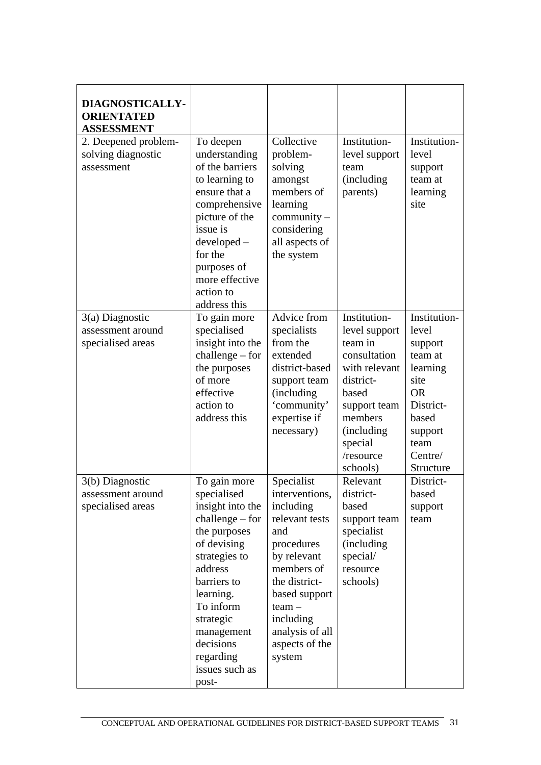| **DIAGNOSTICALLY-ORIENTATED ASSESSMENT** | | | | |
|---|---|---|---|---|
| 2. Deepened problem-solving diagnostic assessment | To deepen understanding of the barriers to learning to ensure that a comprehensive picture of the issue is developed – for the purposes of more effective action to address this | Collective problem-solving amongst members of learning community – considering all aspects of the system | Institution-level support team (including parents) | Institution-level support team at learning site |
| 3(a) Diagnostic assessment around specialised areas | To gain more specialised insight into the challenge – for the purposes of more effective action to address this | Advice from specialists from the extended district-based support team (including 'community' expertise if necessary) | Institution-level support team in consultation with relevant district-based support team members (including special /resource schools) | Institution-level support team at learning site OR District-based support team Centre/ Structure |
| 3(b) Diagnostic assessment around specialised areas | To gain more specialised insight into the challenge – for the purposes of devising strategies to address barriers to learning. To inform strategic management decisions regarding issues such as post- | Specialist interventions, including relevant tests and procedures by relevant members of the district-based support team – including analysis of all aspects of the system | Relevant district-based support team specialist (including special/ resource schools) | District-based support team |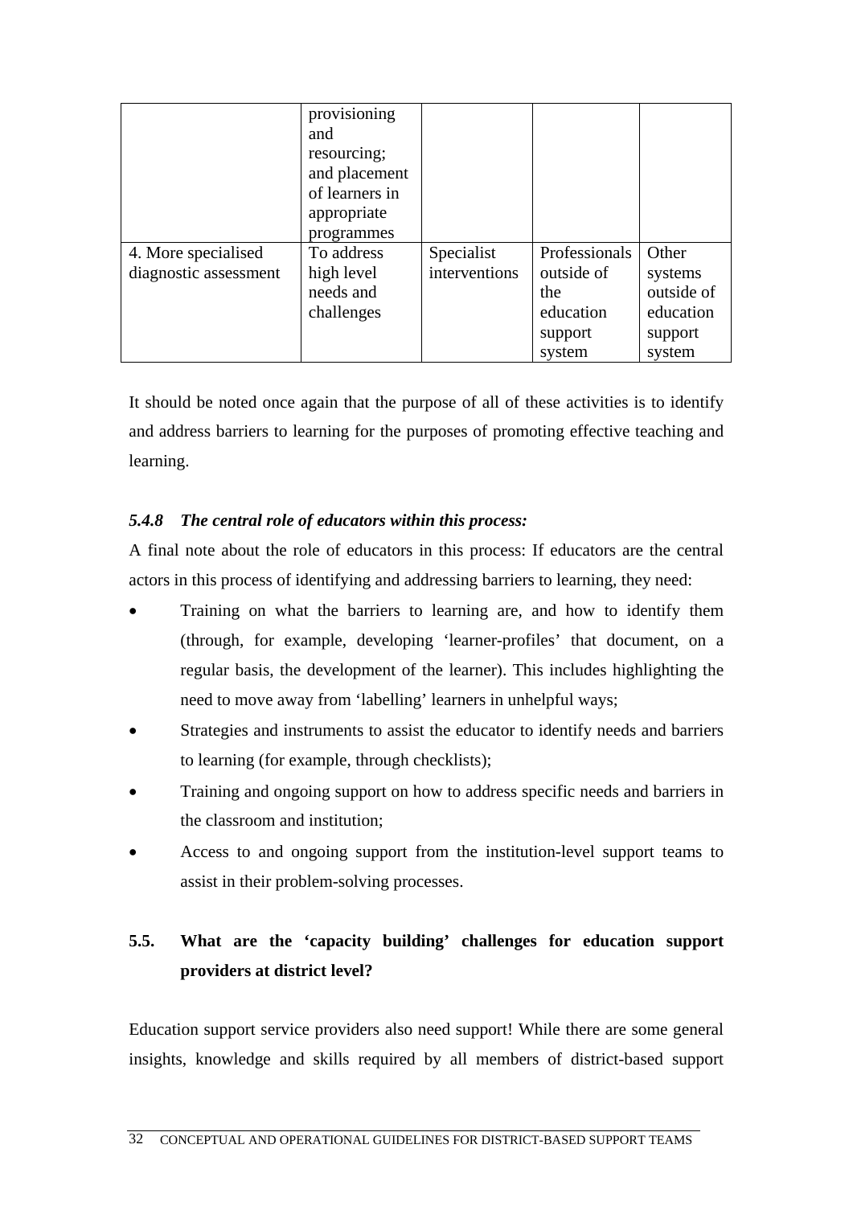|  | provisioning and resourcing; and placement of learners in appropriate programmes |  |  |  |
| --- | --- | --- | --- | --- |
| 4. More specialised diagnostic assessment | To address high level needs and challenges | Specialist interventions | Professionals outside of the education support system | Other systems outside of education support system |

It should be noted once again that the purpose of all of these activities is to identify and address barriers to learning for the purposes of promoting effective teaching and learning.

### *5.4.8 The central role of educators within this process:*

A final note about the role of educators in this process: If educators are the central actors in this process of identifying and addressing barriers to learning, they need:

- Training on what the barriers to learning are, and how to identify them (through, for example, developing 'learner-profiles' that document, on a regular basis, the development of the learner). This includes highlighting the need to move away from 'labelling' learners in unhelpful ways;
- Strategies and instruments to assist the educator to identify needs and barriers to learning (for example, through checklists);
- Training and ongoing support on how to address specific needs and barriers in the classroom and institution;
- Access to and ongoing support from the institution-level support teams to assist in their problem-solving processes.

## 5.5. What are the 'capacity building' challenges for education support providers at district level?

Education support service providers also need support! While there are some general insights, knowledge and skills required by all members of district-based support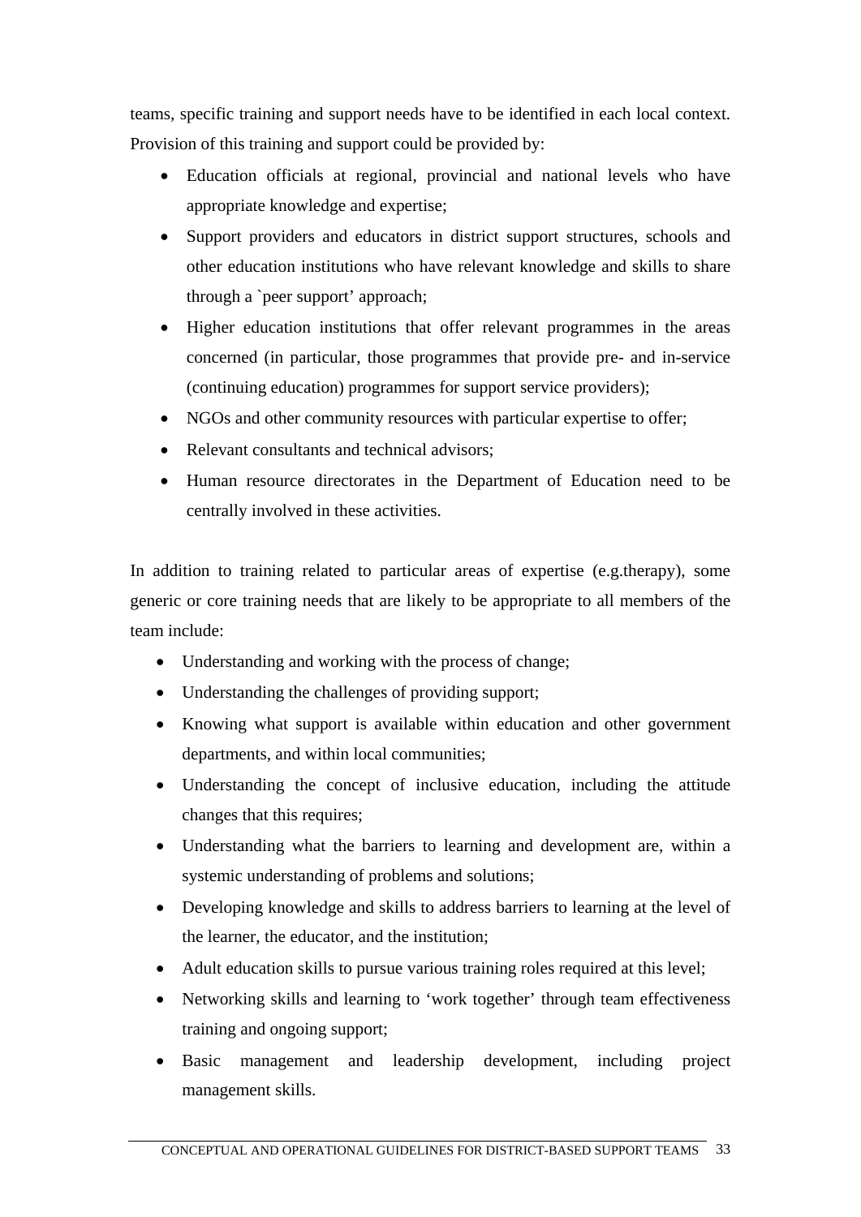teams, specific training and support needs have to be identified in each local context. Provision of this training and support could be provided by:

- Education officials at regional, provincial and national levels who have appropriate knowledge and expertise;
- Support providers and educators in district support structures, schools and other education institutions who have relevant knowledge and skills to share through a `peer support' approach;
- Higher education institutions that offer relevant programmes in the areas concerned (in particular, those programmes that provide pre- and in-service (continuing education) programmes for support service providers);
- NGOs and other community resources with particular expertise to offer;
- Relevant consultants and technical advisors;
- Human resource directorates in the Department of Education need to be centrally involved in these activities.

In addition to training related to particular areas of expertise (e.g.therapy), some generic or core training needs that are likely to be appropriate to all members of the team include:

- Understanding and working with the process of change;
- Understanding the challenges of providing support;
- Knowing what support is available within education and other government departments, and within local communities;
- Understanding the concept of inclusive education, including the attitude changes that this requires;
- Understanding what the barriers to learning and development are, within a systemic understanding of problems and solutions;
- Developing knowledge and skills to address barriers to learning at the level of the learner, the educator, and the institution;
- Adult education skills to pursue various training roles required at this level;
- Networking skills and learning to 'work together' through team effectiveness training and ongoing support;
- Basic management and leadership development, including project management skills.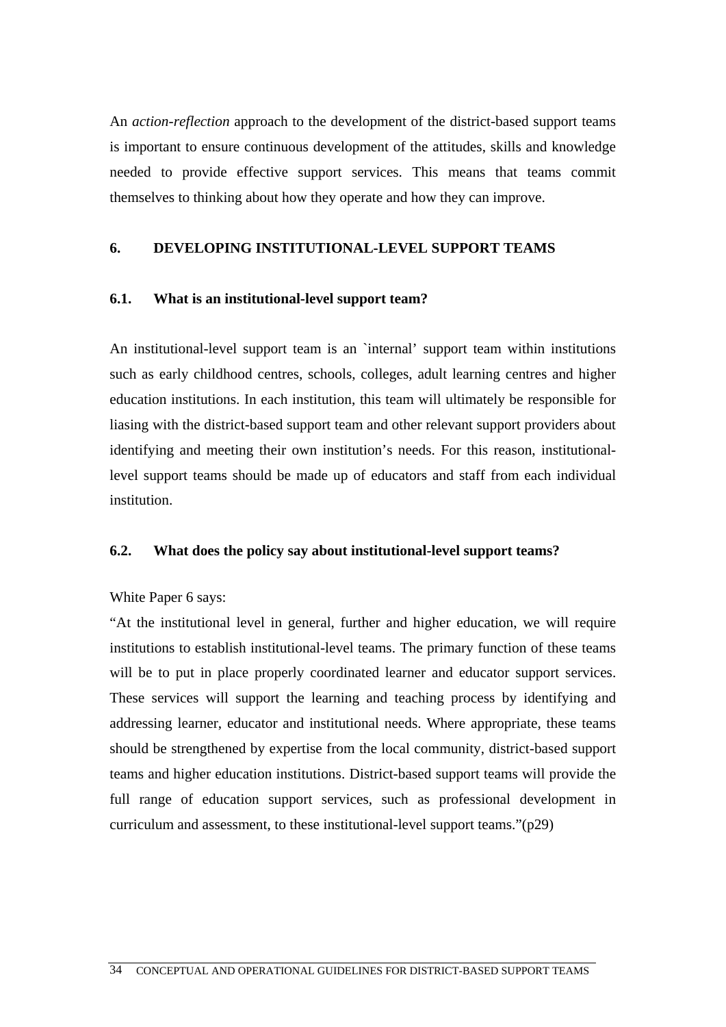An *action-reflection* approach to the development of the district-based support teams is important to ensure continuous development of the attitudes, skills and knowledge needed to provide effective support services. This means that teams commit themselves to thinking about how they operate and how they can improve.

## 6. DEVELOPING INSTITUTIONAL-LEVEL SUPPORT TEAMS

### 6.1. What is an institutional-level support team?

An institutional-level support team is an `internal' support team within institutions such as early childhood centres, schools, colleges, adult learning centres and higher education institutions. In each institution, this team will ultimately be responsible for liasing with the district-based support team and other relevant support providers about identifying and meeting their own institution's needs. For this reason, institutional-level support teams should be made up of educators and staff from each individual institution.

### 6.2. What does the policy say about institutional-level support teams?

White Paper 6 says:

"At the institutional level in general, further and higher education, we will require institutions to establish institutional-level teams. The primary function of these teams will be to put in place properly coordinated learner and educator support services. These services will support the learning and teaching process by identifying and addressing learner, educator and institutional needs. Where appropriate, these teams should be strengthened by expertise from the local community, district-based support teams and higher education institutions. District-based support teams will provide the full range of education support services, such as professional development in curriculum and assessment, to these institutional-level support teams."(p29)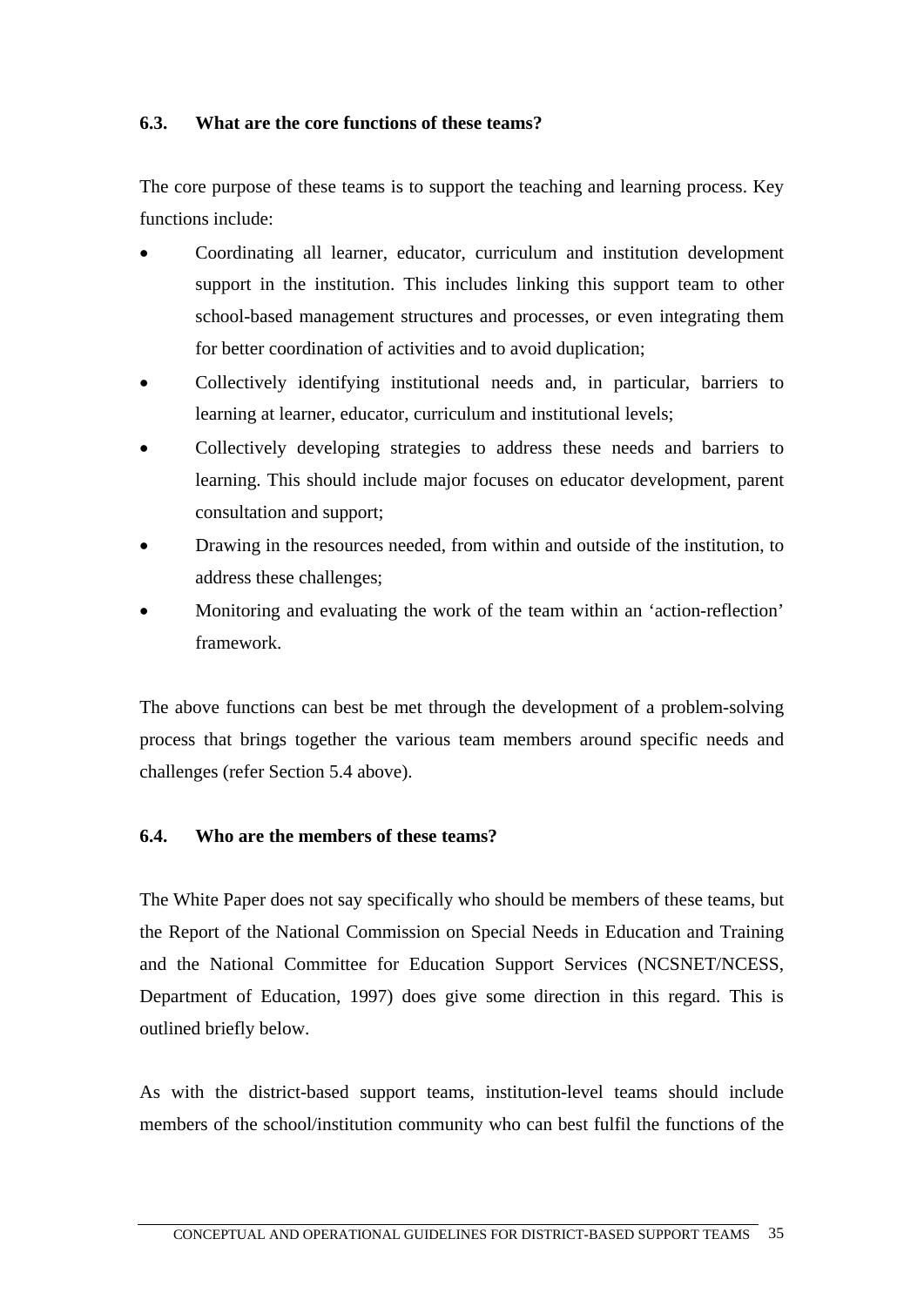### 6.3. What are the core functions of these teams?

The core purpose of these teams is to support the teaching and learning process. Key functions include:

- Coordinating all learner, educator, curriculum and institution development support in the institution. This includes linking this support team to other school-based management structures and processes, or even integrating them for better coordination of activities and to avoid duplication;
- Collectively identifying institutional needs and, in particular, barriers to learning at learner, educator, curriculum and institutional levels;
- Collectively developing strategies to address these needs and barriers to learning. This should include major focuses on educator development, parent consultation and support;
- Drawing in the resources needed, from within and outside of the institution, to address these challenges;
- Monitoring and evaluating the work of the team within an 'action-reflection' framework.

The above functions can best be met through the development of a problem-solving process that brings together the various team members around specific needs and challenges (refer Section 5.4 above).

### 6.4. Who are the members of these teams?

The White Paper does not say specifically who should be members of these teams, but the Report of the National Commission on Special Needs in Education and Training and the National Committee for Education Support Services (NCSNET/NCESS, Department of Education, 1997) does give some direction in this regard. This is outlined briefly below.

As with the district-based support teams, institution-level teams should include members of the school/institution community who can best fulfil the functions of the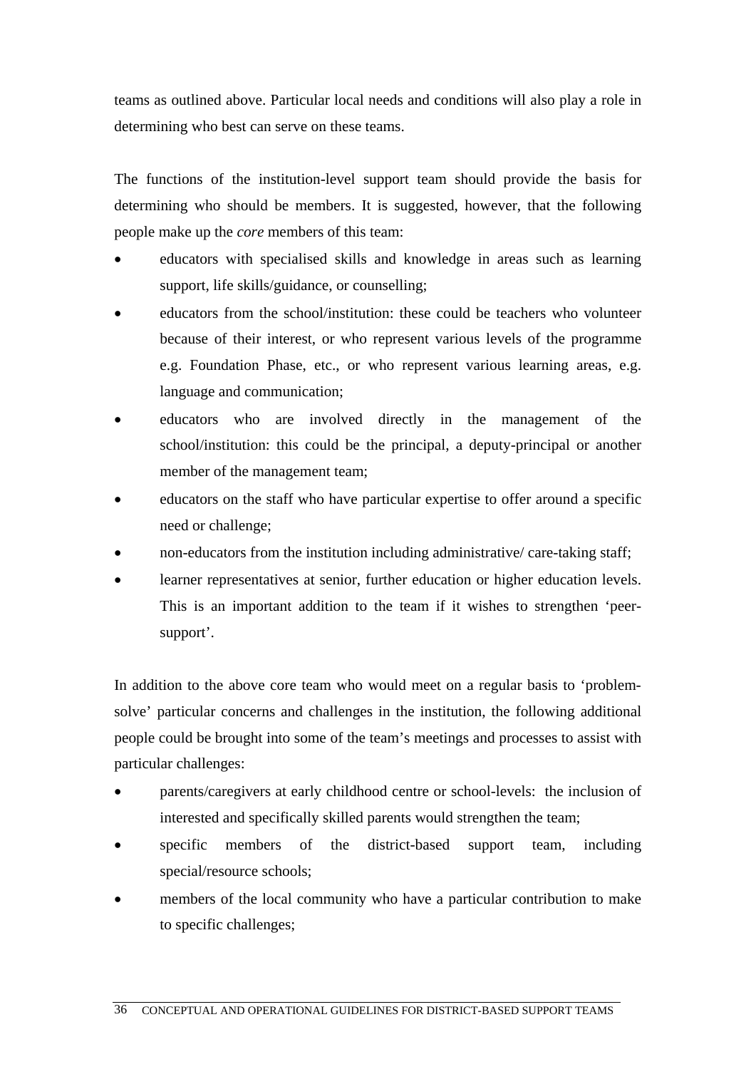teams as outlined above. Particular local needs and conditions will also play a role in determining who best can serve on these teams.

The functions of the institution-level support team should provide the basis for determining who should be members. It is suggested, however, that the following people make up the *core* members of this team:

- educators with specialised skills and knowledge in areas such as learning support, life skills/guidance, or counselling;
- educators from the school/institution: these could be teachers who volunteer because of their interest, or who represent various levels of the programme e.g. Foundation Phase, etc., or who represent various learning areas, e.g. language and communication;
- educators who are involved directly in the management of the school/institution: this could be the principal, a deputy-principal or another member of the management team;
- educators on the staff who have particular expertise to offer around a specific need or challenge;
- non-educators from the institution including administrative/ care-taking staff;
- learner representatives at senior, further education or higher education levels. This is an important addition to the team if it wishes to strengthen 'peer-support'.

In addition to the above core team who would meet on a regular basis to 'problem-solve' particular concerns and challenges in the institution, the following additional people could be brought into some of the team's meetings and processes to assist with particular challenges:

- parents/caregivers at early childhood centre or school-levels: the inclusion of interested and specifically skilled parents would strengthen the team;
- specific members of the district-based support team, including special/resource schools;
- members of the local community who have a particular contribution to make to specific challenges;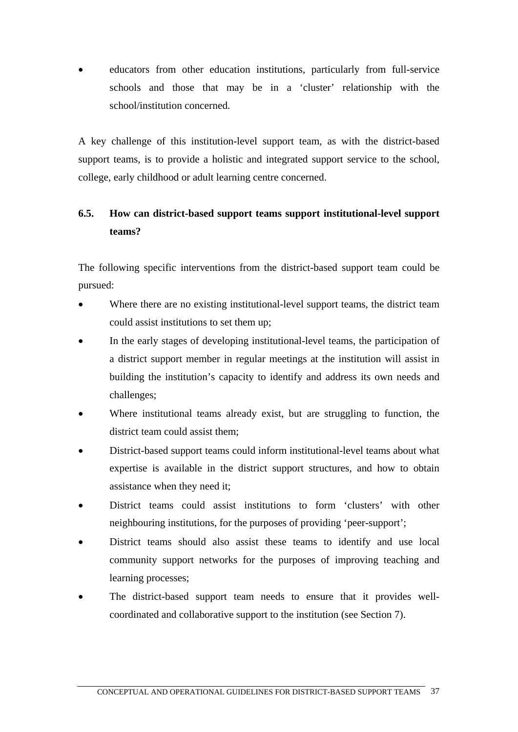- educators from other education institutions, particularly from full-service schools and those that may be in a 'cluster' relationship with the school/institution concerned.

A key challenge of this institution-level support team, as with the district-based support teams, is to provide a holistic and integrated support service to the school, college, early childhood or adult learning centre concerned.

## 6.5. How can district-based support teams support institutional-level support teams?

The following specific interventions from the district-based support team could be pursued:

- Where there are no existing institutional-level support teams, the district team could assist institutions to set them up;
- In the early stages of developing institutional-level teams, the participation of a district support member in regular meetings at the institution will assist in building the institution's capacity to identify and address its own needs and challenges;
- Where institutional teams already exist, but are struggling to function, the district team could assist them;
- District-based support teams could inform institutional-level teams about what expertise is available in the district support structures, and how to obtain assistance when they need it;
- District teams could assist institutions to form 'clusters' with other neighbouring institutions, for the purposes of providing 'peer-support';
- District teams should also assist these teams to identify and use local community support networks for the purposes of improving teaching and learning processes;
- The district-based support team needs to ensure that it provides well-coordinated and collaborative support to the institution (see Section 7).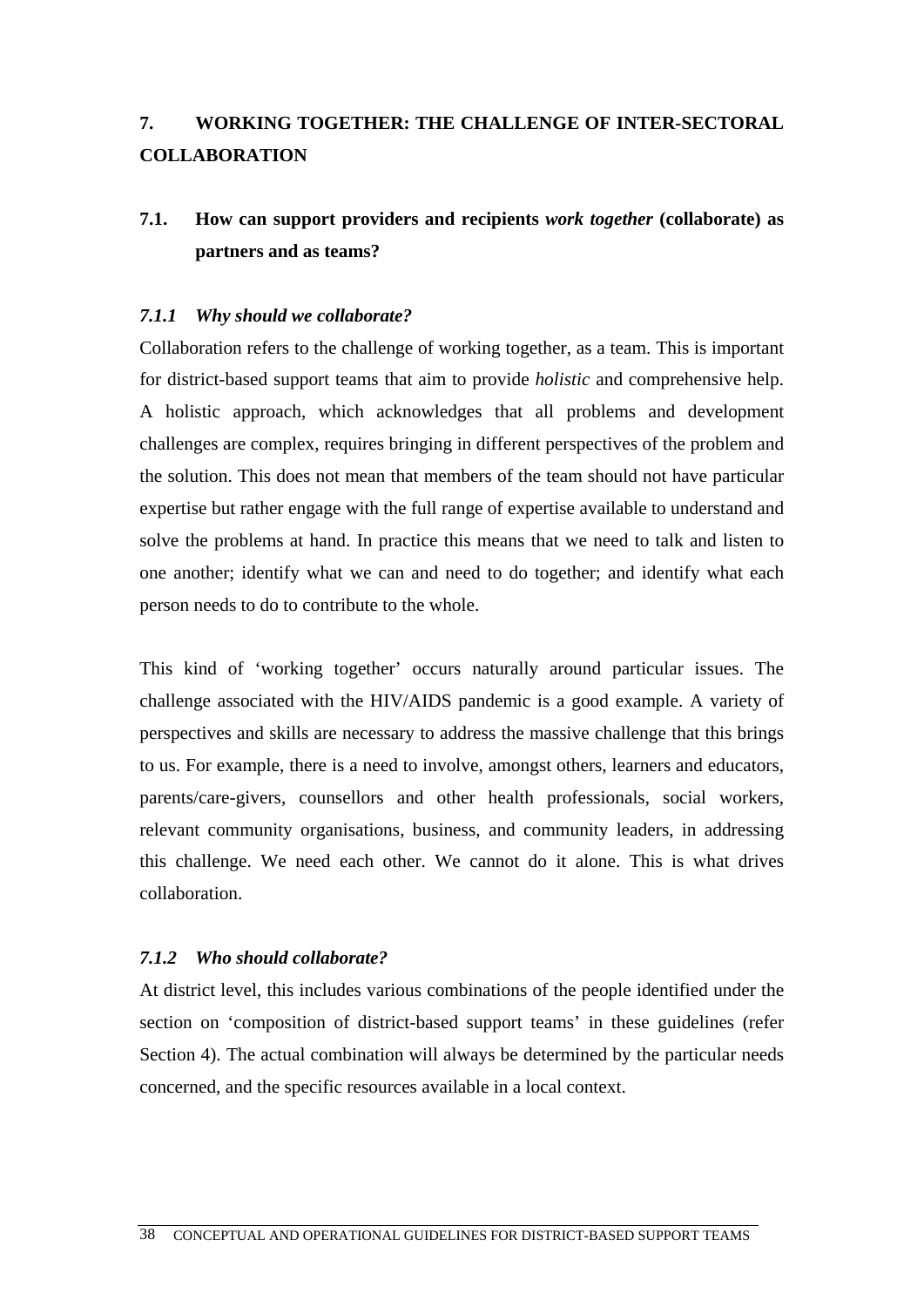# 7. WORKING TOGETHER: THE CHALLENGE OF INTER-SECTORAL COLLABORATION

## 7.1. How can support providers and recipients *work together* (collaborate) as partners and as teams?

### *7.1.1 Why should we collaborate?*

Collaboration refers to the challenge of working together, as a team. This is important for district-based support teams that aim to provide *holistic* and comprehensive help. A holistic approach, which acknowledges that all problems and development challenges are complex, requires bringing in different perspectives of the problem and the solution. This does not mean that members of the team should not have particular expertise but rather engage with the full range of expertise available to understand and solve the problems at hand. In practice this means that we need to talk and listen to one another; identify what we can and need to do together; and identify what each person needs to do to contribute to the whole.

This kind of 'working together' occurs naturally around particular issues. The challenge associated with the HIV/AIDS pandemic is a good example. A variety of perspectives and skills are necessary to address the massive challenge that this brings to us. For example, there is a need to involve, amongst others, learners and educators, parents/care-givers, counsellors and other health professionals, social workers, relevant community organisations, business, and community leaders, in addressing this challenge. We need each other. We cannot do it alone. This is what drives collaboration.

### *7.1.2 Who should collaborate?*

At district level, this includes various combinations of the people identified under the section on 'composition of district-based support teams' in these guidelines (refer Section 4). The actual combination will always be determined by the particular needs concerned, and the specific resources available in a local context.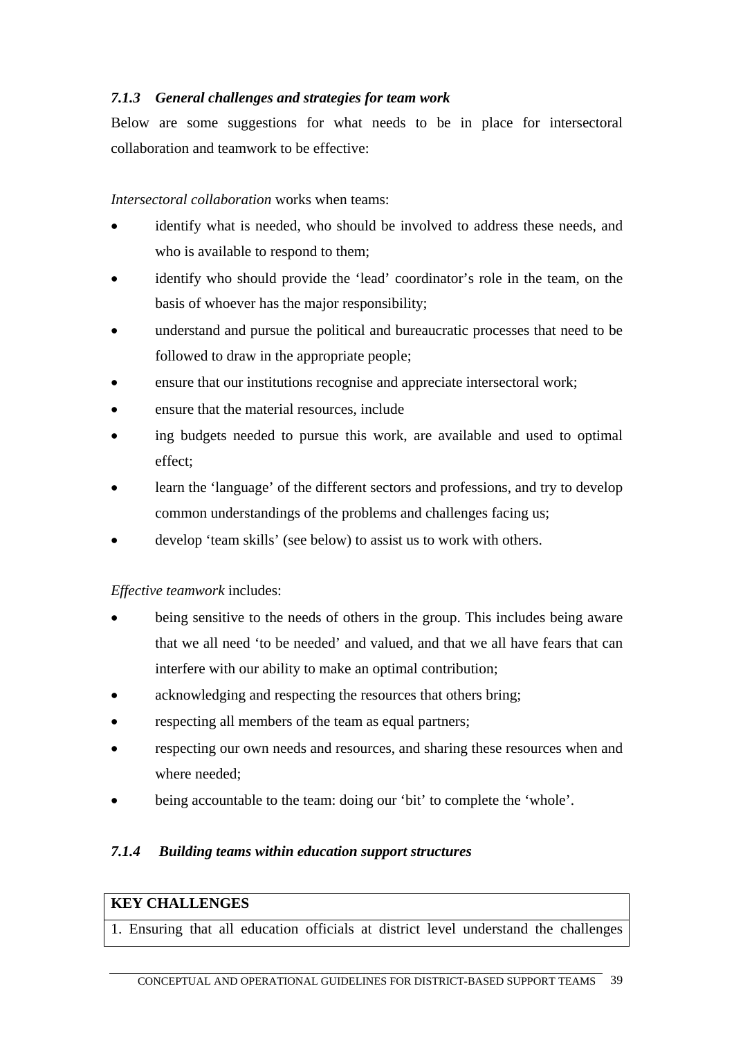### *7.1.3 General challenges and strategies for team work*

Below are some suggestions for what needs to be in place for intersectoral collaboration and teamwork to be effective:

*Intersectoral collaboration* works when teams:

- identify what is needed, who should be involved to address these needs, and who is available to respond to them;
- identify who should provide the 'lead' coordinator's role in the team, on the basis of whoever has the major responsibility;
- understand and pursue the political and bureaucratic processes that need to be followed to draw in the appropriate people;
- ensure that our institutions recognise and appreciate intersectoral work;
- ensure that the material resources, include
- ing budgets needed to pursue this work, are available and used to optimal effect;
- learn the 'language' of the different sectors and professions, and try to develop common understandings of the problems and challenges facing us;
- develop 'team skills' (see below) to assist us to work with others.

*Effective teamwork* includes:

- being sensitive to the needs of others in the group. This includes being aware that we all need 'to be needed' and valued, and that we all have fears that can interfere with our ability to make an optimal contribution;
- acknowledging and respecting the resources that others bring;
- respecting all members of the team as equal partners;
- respecting our own needs and resources, and sharing these resources when and where needed;
- being accountable to the team: doing our 'bit' to complete the 'whole'.

### *7.1.4 Building teams within education support structures*

| **KEY CHALLENGES** |
|---|
| 1. Ensuring that all education officials at district level understand the challenges |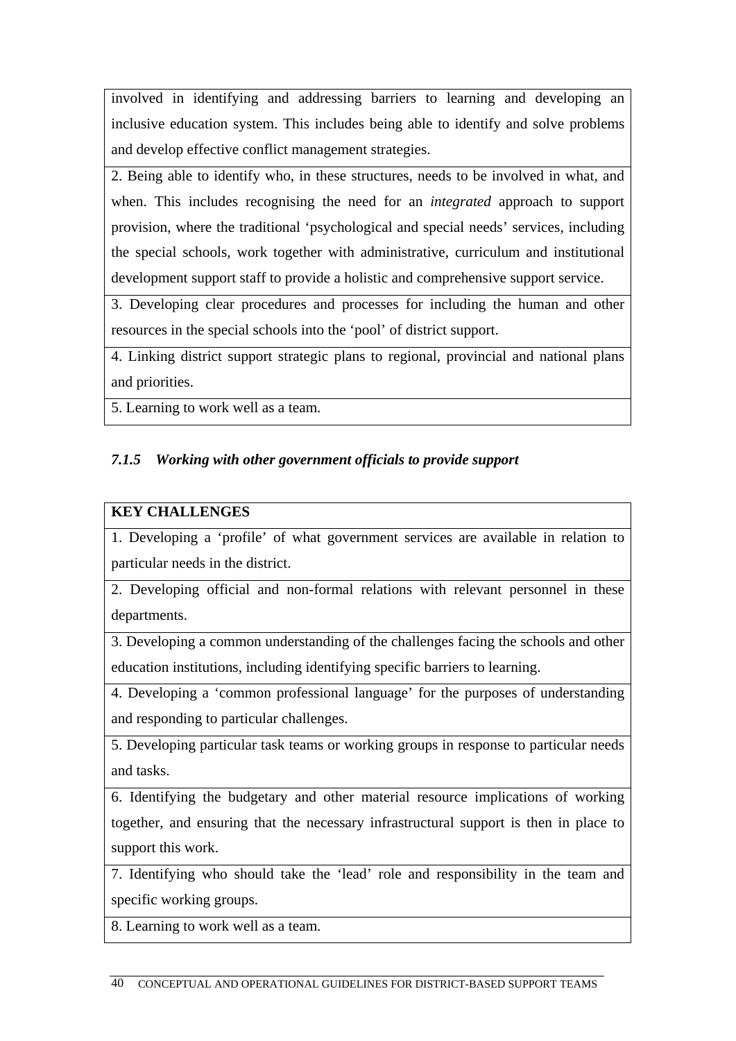| involved in identifying and addressing barriers to learning and developing an inclusive education system. This includes being able to identify and solve problems and develop effective conflict management strategies. |
|---|
| 2. Being able to identify who, in these structures, needs to be involved in what, and when. This includes recognising the need for an *integrated* approach to support provision, where the traditional 'psychological and special needs' services, including the special schools, work together with administrative, curriculum and institutional development support staff to provide a holistic and comprehensive support service. |
| 3. Developing clear procedures and processes for including the human and other resources in the special schools into the 'pool' of district support. |
| 4. Linking district support strategic plans to regional, provincial and national plans and priorities. |
| 5. Learning to work well as a team. |

### *7.1.5 Working with other government officials to provide support*

| **KEY CHALLENGES** |
|---|
| 1. Developing a 'profile' of what government services are available in relation to particular needs in the district. |
| 2. Developing official and non-formal relations with relevant personnel in these departments. |
| 3. Developing a common understanding of the challenges facing the schools and other education institutions, including identifying specific barriers to learning. |
| 4. Developing a 'common professional language' for the purposes of understanding and responding to particular challenges. |
| 5. Developing particular task teams or working groups in response to particular needs and tasks. |
| 6. Identifying the budgetary and other material resource implications of working together, and ensuring that the necessary infrastructural support is then in place to support this work. |
| 7. Identifying who should take the 'lead' role and responsibility in the team and specific working groups. |
| 8. Learning to work well as a team. |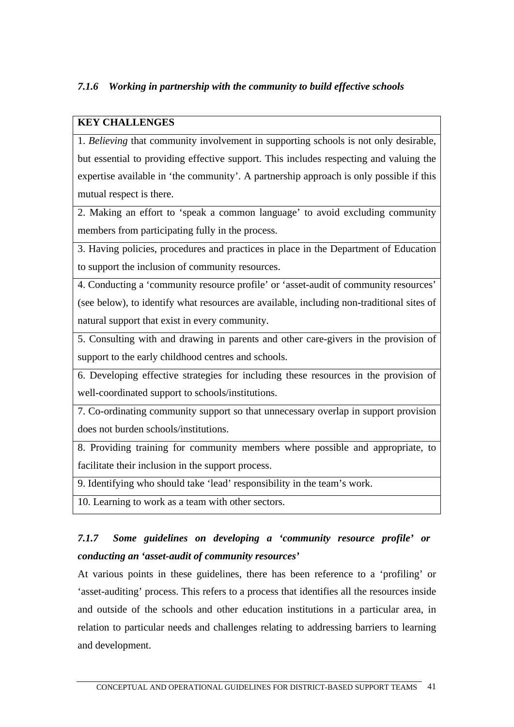### *7.1.6 Working in partnership with the community to build effective schools*

| KEY CHALLENGES |
|---|
| 1. *Believing* that community involvement in supporting schools is not only desirable, but essential to providing effective support. This includes respecting and valuing the expertise available in 'the community'. A partnership approach is only possible if this mutual respect is there. |
| 2. Making an effort to 'speak a common language' to avoid excluding community members from participating fully in the process. |
| 3. Having policies, procedures and practices in place in the Department of Education to support the inclusion of community resources. |
| 4. Conducting a 'community resource profile' or 'asset-audit of community resources' (see below), to identify what resources are available, including non-traditional sites of natural support that exist in every community. |
| 5. Consulting with and drawing in parents and other care-givers in the provision of support to the early childhood centres and schools. |
| 6. Developing effective strategies for including these resources in the provision of well-coordinated support to schools/institutions. |
| 7. Co-ordinating community support so that unnecessary overlap in support provision does not burden schools/institutions. |
| 8. Providing training for community members where possible and appropriate, to facilitate their inclusion in the support process. |
| 9. Identifying who should take 'lead' responsibility in the team's work. |
| 10. Learning to work as a team with other sectors. |

### *7.1.7 Some guidelines on developing a 'community resource profile' or conducting an 'asset-audit of community resources'*

At various points in these guidelines, there has been reference to a 'profiling' or 'asset-auditing' process. This refers to a process that identifies all the resources inside and outside of the schools and other education institutions in a particular area, in relation to particular needs and challenges relating to addressing barriers to learning and development.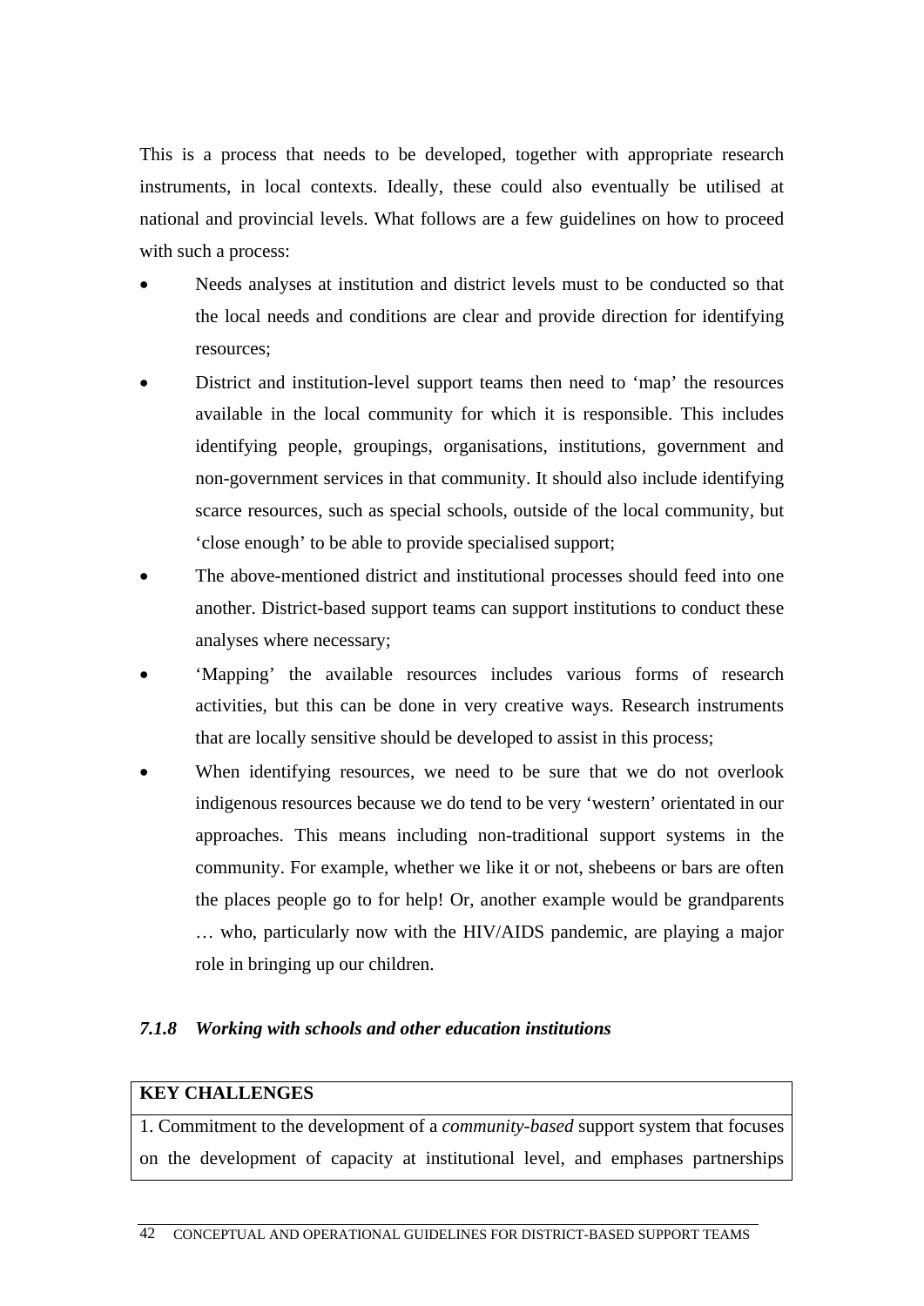This is a process that needs to be developed, together with appropriate research instruments, in local contexts. Ideally, these could also eventually be utilised at national and provincial levels. What follows are a few guidelines on how to proceed with such a process:

- Needs analyses at institution and district levels must to be conducted so that the local needs and conditions are clear and provide direction for identifying resources;
- District and institution-level support teams then need to 'map' the resources available in the local community for which it is responsible. This includes identifying people, groupings, organisations, institutions, government and non-government services in that community. It should also include identifying scarce resources, such as special schools, outside of the local community, but 'close enough' to be able to provide specialised support;
- The above-mentioned district and institutional processes should feed into one another. District-based support teams can support institutions to conduct these analyses where necessary;
- 'Mapping' the available resources includes various forms of research activities, but this can be done in very creative ways. Research instruments that are locally sensitive should be developed to assist in this process;
- When identifying resources, we need to be sure that we do not overlook indigenous resources because we do tend to be very 'western' orientated in our approaches. This means including non-traditional support systems in the community. For example, whether we like it or not, shebeens or bars are often the places people go to for help! Or, another example would be grandparents … who, particularly now with the HIV/AIDS pandemic, are playing a major role in bringing up our children.

### *7.1.8 Working with schools and other education institutions*

| **KEY CHALLENGES** |
|---|
| 1. Commitment to the development of a *community-based* support system that focuses on the development of capacity at institutional level, and emphases partnerships |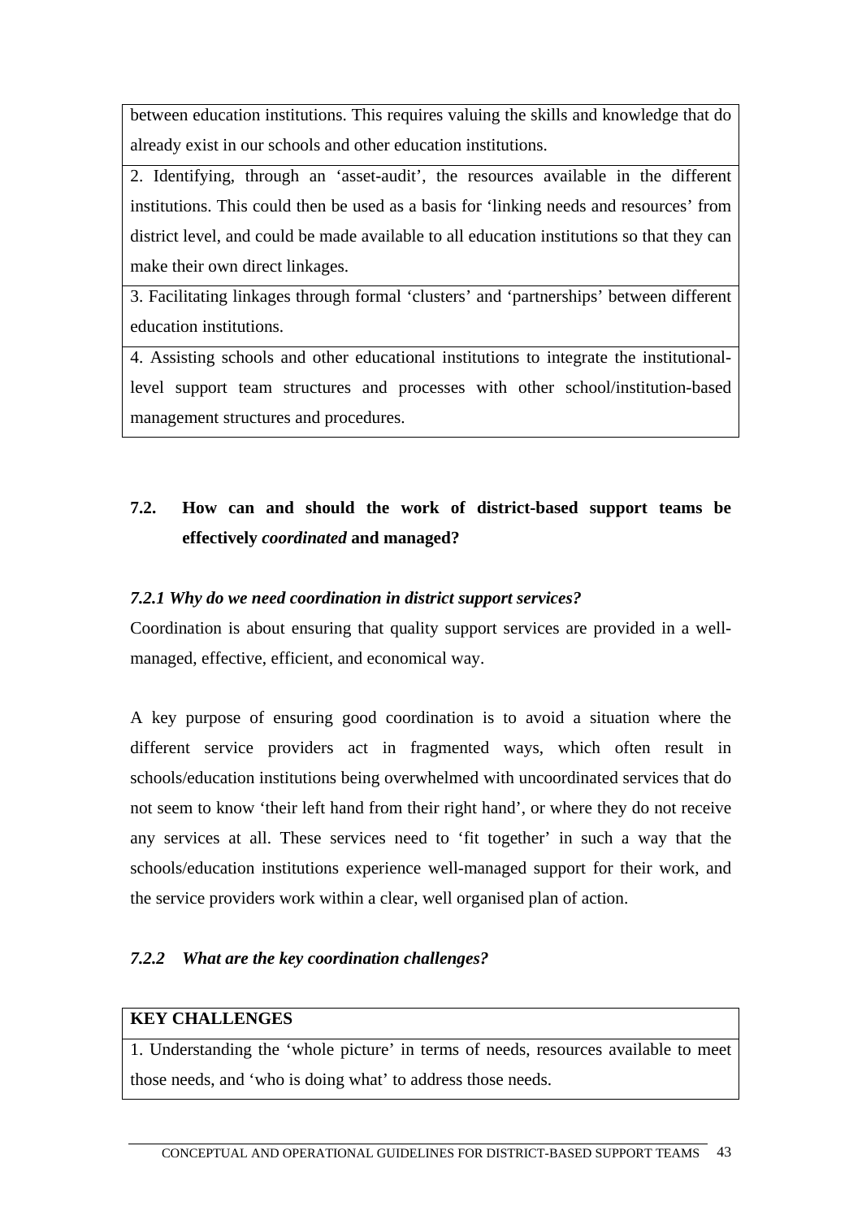| between education institutions. This requires valuing the skills and knowledge that do already exist in our schools and other education institutions. |
|---|
| 2. Identifying, through an 'asset-audit', the resources available in the different institutions. This could then be used as a basis for 'linking needs and resources' from district level, and could be made available to all education institutions so that they can make their own direct linkages. |
| 3. Facilitating linkages through formal 'clusters' and 'partnerships' between different education institutions. |
| 4. Assisting schools and other educational institutions to integrate the institutional-level support team structures and processes with other school/institution-based management structures and procedures. |

## 7.2. How can and should the work of district-based support teams be effectively *coordinated* and managed?

### *7.2.1 Why do we need coordination in district support services?*

Coordination is about ensuring that quality support services are provided in a well-managed, effective, efficient, and economical way.

A key purpose of ensuring good coordination is to avoid a situation where the different service providers act in fragmented ways, which often result in schools/education institutions being overwhelmed with uncoordinated services that do not seem to know 'their left hand from their right hand', or where they do not receive any services at all. These services need to 'fit together' in such a way that the schools/education institutions experience well-managed support for their work, and the service providers work within a clear, well organised plan of action.

### *7.2.2 What are the key coordination challenges?*

| **KEY CHALLENGES** |
|---|
| 1. Understanding the 'whole picture' in terms of needs, resources available to meet those needs, and 'who is doing what' to address those needs. |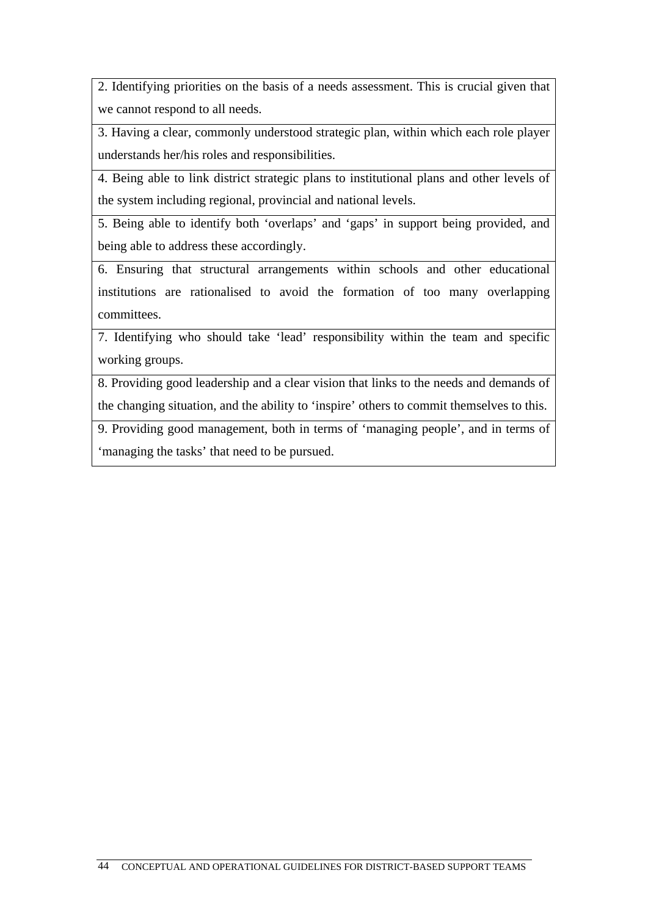| 2. Identifying priorities on the basis of a needs assessment. This is crucial given that we cannot respond to all needs. |
|---|
| 3. Having a clear, commonly understood strategic plan, within which each role player understands her/his roles and responsibilities. |
| 4. Being able to link district strategic plans to institutional plans and other levels of the system including regional, provincial and national levels. |
| 5. Being able to identify both ‘overlaps’ and ‘gaps’ in support being provided, and being able to address these accordingly. |
| 6. Ensuring that structural arrangements within schools and other educational institutions are rationalised to avoid the formation of too many overlapping committees. |
| 7. Identifying who should take ‘lead’ responsibility within the team and specific working groups. |
| 8. Providing good leadership and a clear vision that links to the needs and demands of the changing situation, and the ability to ‘inspire’ others to commit themselves to this. |
| 9. Providing good management, both in terms of ‘managing people’, and in terms of ‘managing the tasks’ that need to be pursued. |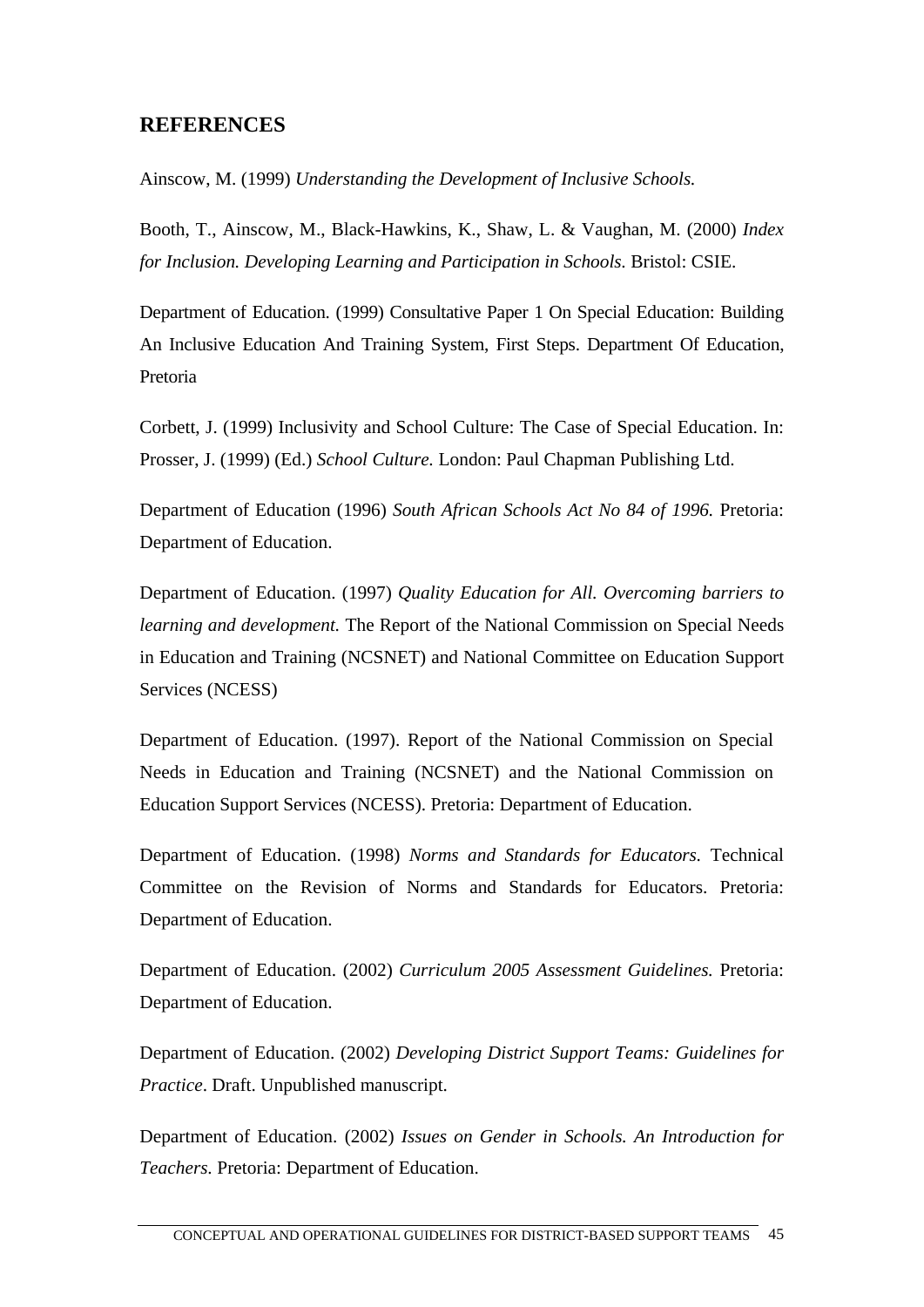## REFERENCES

Ainscow, M. (1999) *Understanding the Development of Inclusive Schools.*

Booth, T., Ainscow, M., Black-Hawkins, K., Shaw, L. & Vaughan, M. (2000) *Index for Inclusion. Developing Learning and Participation in Schools.* Bristol: CSIE.

Department of Education. (1999) Consultative Paper 1 On Special Education: Building An Inclusive Education And Training System, First Steps. Department Of Education, Pretoria

Corbett, J. (1999) Inclusivity and School Culture: The Case of Special Education. In: Prosser, J. (1999) (Ed.) *School Culture.* London: Paul Chapman Publishing Ltd.

Department of Education (1996) *South African Schools Act No 84 of 1996.* Pretoria: Department of Education.

Department of Education. (1997) *Quality Education for All. Overcoming barriers to learning and development.* The Report of the National Commission on Special Needs in Education and Training (NCSNET) and National Committee on Education Support Services (NCESS)

Department of Education. (1997). Report of the National Commission on Special Needs in Education and Training (NCSNET) and the National Commission on Education Support Services (NCESS). Pretoria: Department of Education.

Department of Education. (1998) *Norms and Standards for Educators.* Technical Committee on the Revision of Norms and Standards for Educators. Pretoria: Department of Education.

Department of Education. (2002) *Curriculum 2005 Assessment Guidelines.* Pretoria: Department of Education.

Department of Education. (2002) *Developing District Support Teams: Guidelines for Practice*. Draft. Unpublished manuscript.

Department of Education. (2002) *Issues on Gender in Schools. An Introduction for Teachers.* Pretoria: Department of Education.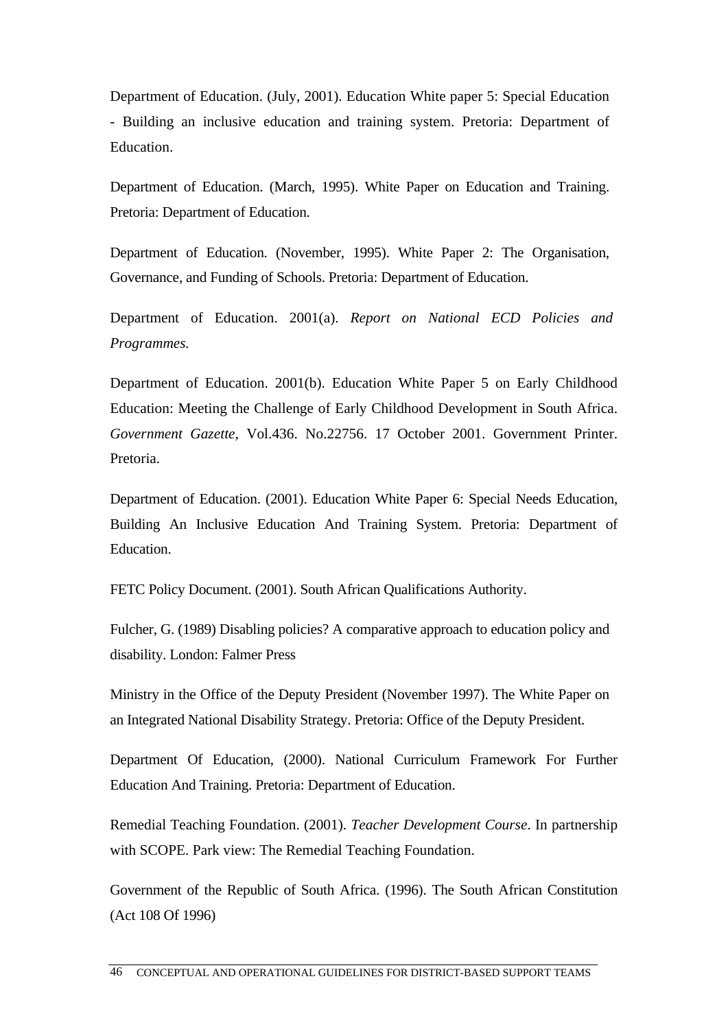Department of Education. (July, 2001). Education White paper 5: Special Education - Building an inclusive education and training system. Pretoria: Department of Education.

Department of Education. (March, 1995). White Paper on Education and Training. Pretoria: Department of Education.

Department of Education. (November, 1995). White Paper 2: The Organisation, Governance, and Funding of Schools. Pretoria: Department of Education.

Department of Education. 2001(a). *Report on National ECD Policies and Programmes.*

Department of Education. 2001(b). Education White Paper 5 on Early Childhood Education: Meeting the Challenge of Early Childhood Development in South Africa. *Government Gazette,* Vol.436. No.22756. 17 October 2001. Government Printer. Pretoria.

Department of Education. (2001). Education White Paper 6: Special Needs Education, Building An Inclusive Education And Training System. Pretoria: Department of Education.

FETC Policy Document. (2001). South African Qualifications Authority.

Fulcher, G. (1989) Disabling policies? A comparative approach to education policy and disability. London: Falmer Press

Ministry in the Office of the Deputy President (November 1997). The White Paper on an Integrated National Disability Strategy. Pretoria: Office of the Deputy President.

Department Of Education, (2000). National Curriculum Framework For Further Education And Training. Pretoria: Department of Education.

Remedial Teaching Foundation. (2001). *Teacher Development Course*. In partnership with SCOPE. Park view: The Remedial Teaching Foundation.

Government of the Republic of South Africa. (1996). The South African Constitution (Act 108 Of 1996)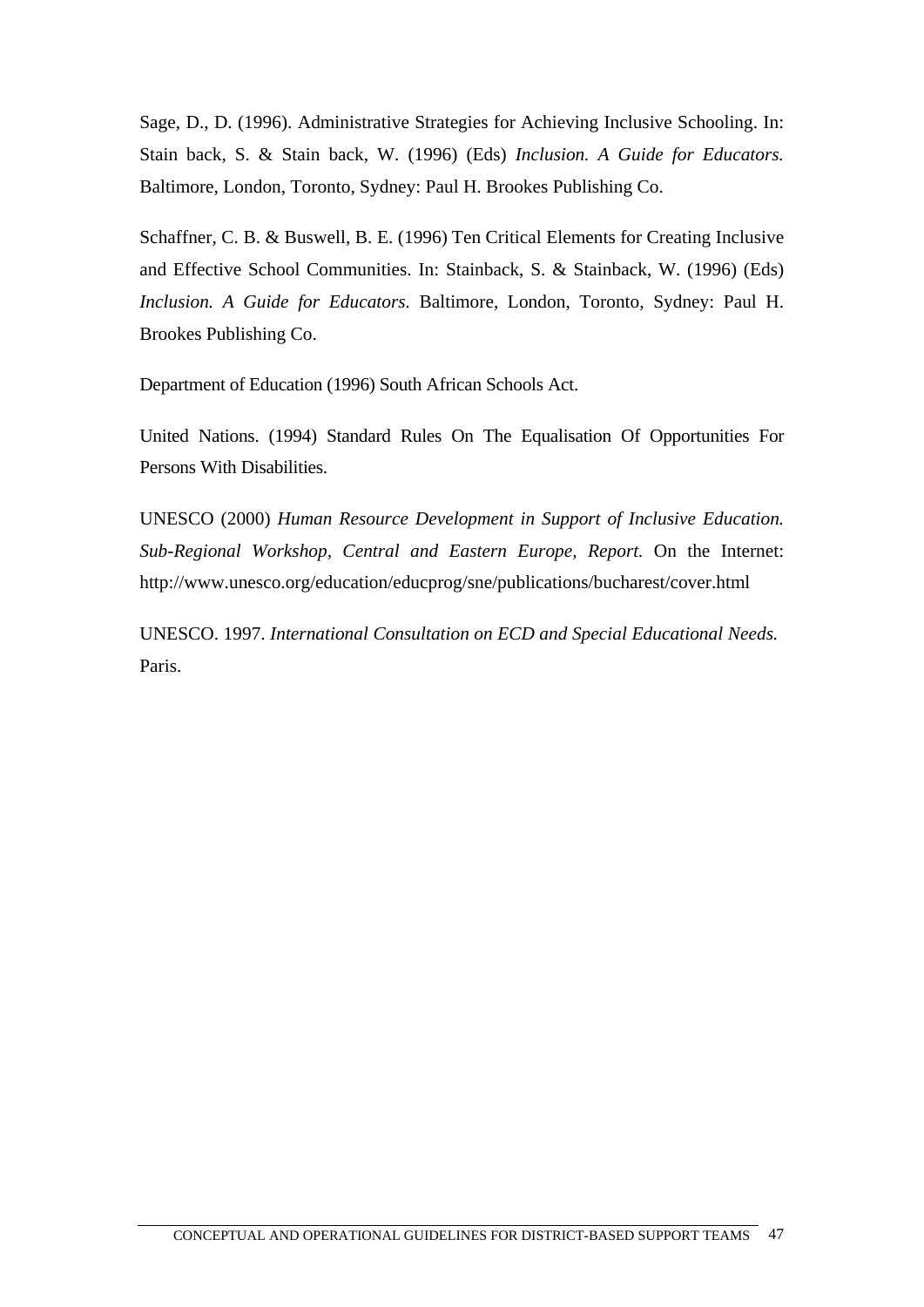Sage, D., D. (1996). Administrative Strategies for Achieving Inclusive Schooling. In: Stain back, S. & Stain back, W. (1996) (Eds) *Inclusion. A Guide for Educators.* Baltimore, London, Toronto, Sydney: Paul H. Brookes Publishing Co.

Schaffner, C. B. & Buswell, B. E. (1996) Ten Critical Elements for Creating Inclusive and Effective School Communities. In: Stainback, S. & Stainback, W. (1996) (Eds) *Inclusion. A Guide for Educators.* Baltimore, London, Toronto, Sydney: Paul H. Brookes Publishing Co.

Department of Education (1996) South African Schools Act.

United Nations. (1994) Standard Rules On The Equalisation Of Opportunities For Persons With Disabilities.

UNESCO (2000) *Human Resource Development in Support of Inclusive Education. Sub-Regional Workshop, Central and Eastern Europe, Report.* On the Internet: http://www.unesco.org/education/educprog/sne/publications/bucharest/cover.html

UNESCO. 1997. *International Consultation on ECD and Special Educational Needs.* Paris.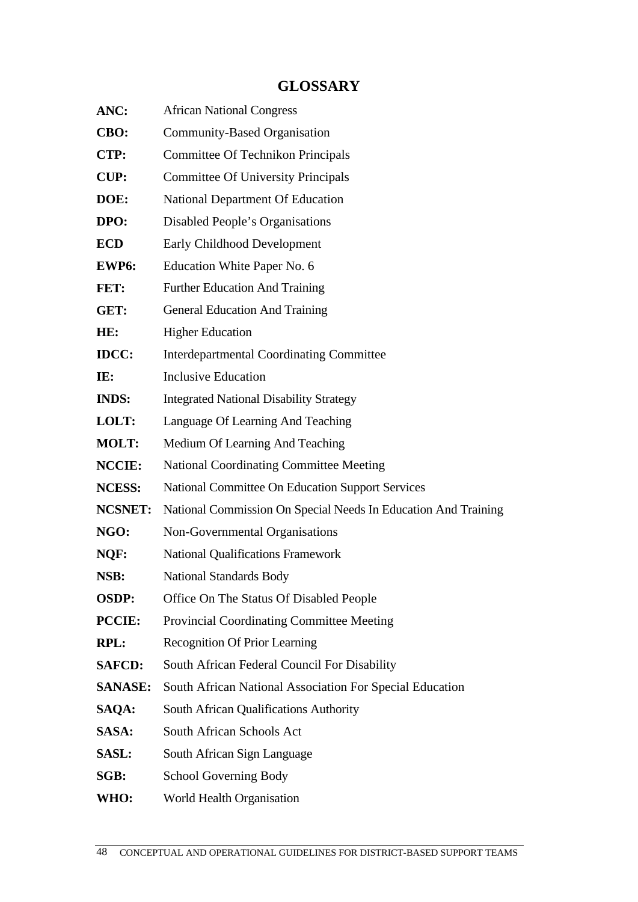# GLOSSARY

**ANC:** African National Congress

**CBO:** Community-Based Organisation

**CTP:** Committee Of Technikon Principals

**CUP:** Committee Of University Principals

**DOE:** National Department Of Education

**DPO:** Disabled People's Organisations

**ECD** Early Childhood Development

**EWP6:** Education White Paper No. 6

**FET:** Further Education And Training

**GET:** General Education And Training

**HE:** Higher Education

**IDCC:** Interdepartmental Coordinating Committee

**IE:** Inclusive Education

**INDS:** Integrated National Disability Strategy

**LOLT:** Language Of Learning And Teaching

**MOLT:** Medium Of Learning And Teaching

**NCCIE:** National Coordinating Committee Meeting

**NCESS:** National Committee On Education Support Services

**NCSNET:** National Commission On Special Needs In Education And Training

**NGO:** Non-Governmental Organisations

**NQF:** National Qualifications Framework

**NSB:** National Standards Body

**OSDP:** Office On The Status Of Disabled People

**PCCIE:** Provincial Coordinating Committee Meeting

**RPL:** Recognition Of Prior Learning

**SAFCD:** South African Federal Council For Disability

**SANASE:** South African National Association For Special Education

**SAQA:** South African Qualifications Authority

**SASA:** South African Schools Act

**SASL:** South African Sign Language

**SGB:** School Governing Body

**WHO:** World Health Organisation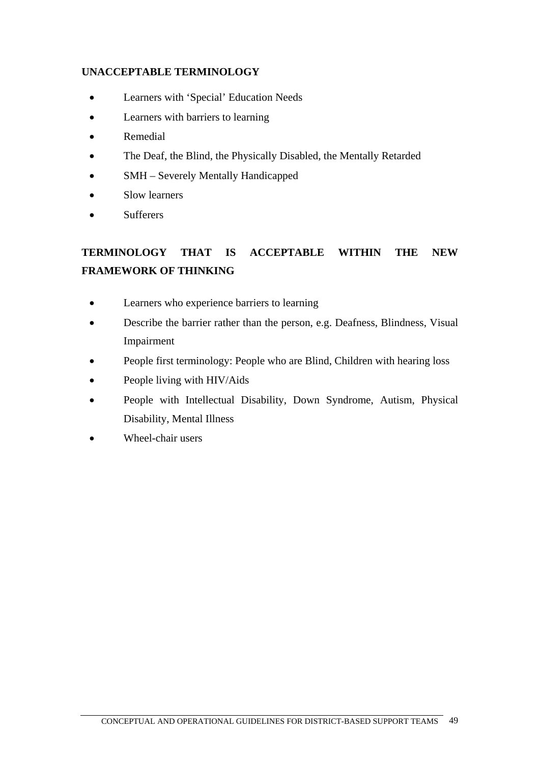**UNACCEPTABLE TERMINOLOGY**

- Learners with 'Special' Education Needs
- Learners with barriers to learning
- Remedial
- The Deaf, the Blind, the Physically Disabled, the Mentally Retarded
- SMH – Severely Mentally Handicapped
- Slow learners
- Sufferers

**TERMINOLOGY THAT IS ACCEPTABLE WITHIN THE NEW FRAMEWORK OF THINKING**

- Learners who experience barriers to learning
- Describe the barrier rather than the person, e.g. Deafness, Blindness, Visual Impairment
- People first terminology: People who are Blind, Children with hearing loss
- People living with HIV/Aids
- People with Intellectual Disability, Down Syndrome, Autism, Physical Disability, Mental Illness
- Wheel-chair users